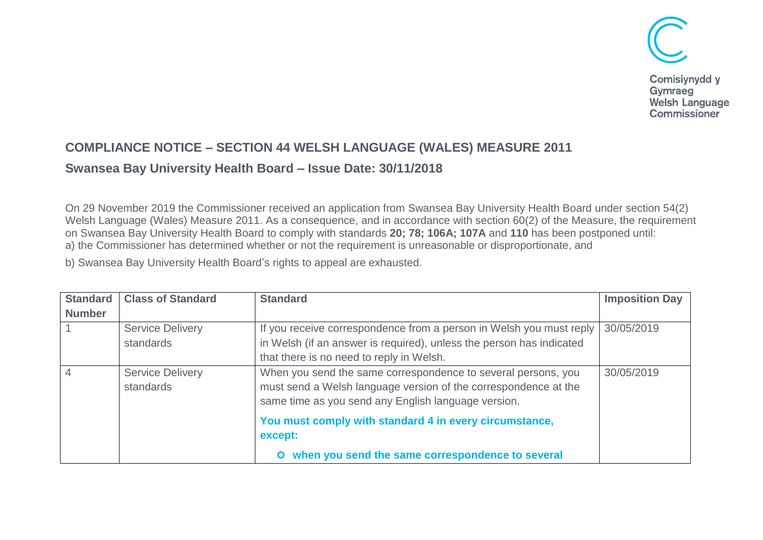Comisiynydd y Gymraeg
Welsh Language Commissioner

## COMPLIANCE NOTICE – SECTION 44 WELSH LANGUAGE (WALES) MEASURE 2011

### Swansea Bay University Health Board – Issue Date: 30/11/2018

On 29 November 2019 the Commissioner received an application from Swansea Bay University Health Board under section 54(2) Welsh Language (Wales) Measure 2011. As a consequence, and in accordance with section 60(2) of the Measure, the requirement on Swansea Bay University Health Board to comply with standards **20; 78; 106A; 107A** and **110** has been postponed until:
a) the Commissioner has determined whether or not the requirement is unreasonable or disproportionate, and

b) Swansea Bay University Health Board's rights to appeal are exhausted.

| Standard Number | Class of Standard | Standard | Imposition Day |
|---|---|---|---|
| 1 | Service Delivery standards | If you receive correspondence from a person in Welsh you must reply in Welsh (if an answer is required), unless the person has indicated that there is no need to reply in Welsh. | 30/05/2019 |
| 4 | Service Delivery standards | When you send the same correspondence to several persons, you must send a Welsh language version of the correspondence at the same time as you send any English language version.<br><br>**You must comply with standard 4 in every circumstance, except:**<br><br>- **when you send the same correspondence to several** | 30/05/2019 |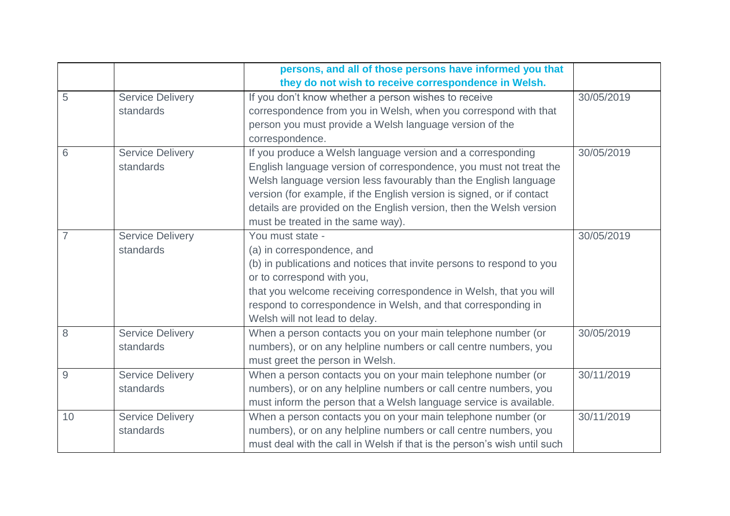| | | | |
|---|---|---|---|
| | | **persons, and all of those persons have informed you that they do not wish to receive correspondence in Welsh.** | |
| 5 | Service Delivery standards | If you don't know whether a person wishes to receive correspondence from you in Welsh, when you correspond with that person you must provide a Welsh language version of the correspondence. | 30/05/2019 |
| 6 | Service Delivery standards | If you produce a Welsh language version and a corresponding English language version of correspondence, you must not treat the Welsh language version less favourably than the English language version (for example, if the English version is signed, or if contact details are provided on the English version, then the Welsh version must be treated in the same way). | 30/05/2019 |
| 7 | Service Delivery standards | You must state -<br>(a) in correspondence, and<br>(b) in publications and notices that invite persons to respond to you or to correspond with you,<br>that you welcome receiving correspondence in Welsh, that you will respond to correspondence in Welsh, and that corresponding in Welsh will not lead to delay. | 30/05/2019 |
| 8 | Service Delivery standards | When a person contacts you on your main telephone number (or numbers), or on any helpline numbers or call centre numbers, you must greet the person in Welsh. | 30/05/2019 |
| 9 | Service Delivery standards | When a person contacts you on your main telephone number (or numbers), or on any helpline numbers or call centre numbers, you must inform the person that a Welsh language service is available. | 30/11/2019 |
| 10 | Service Delivery standards | When a person contacts you on your main telephone number (or numbers), or on any helpline numbers or call centre numbers, you must deal with the call in Welsh if that is the person's wish until such | 30/11/2019 |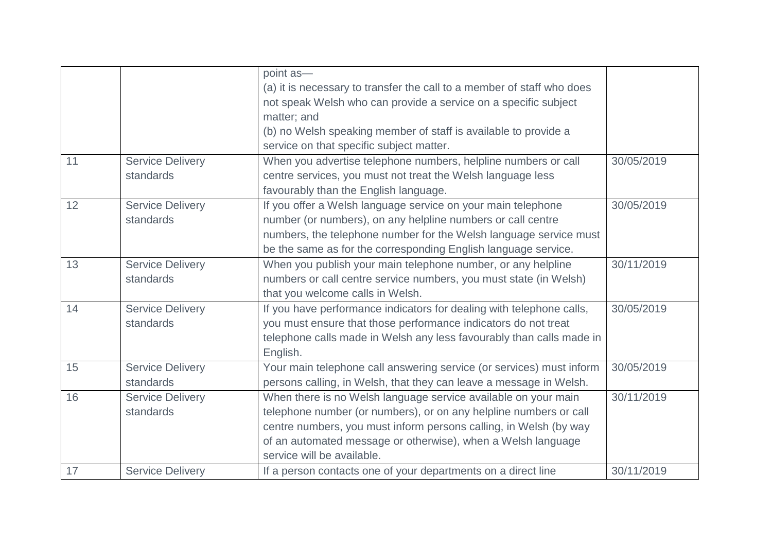| | | | |
|---|---|---|---|
| | | point as—<br>(a) it is necessary to transfer the call to a member of staff who does not speak Welsh who can provide a service on a specific subject matter; and<br>(b) no Welsh speaking member of staff is available to provide a service on that specific subject matter. | |
| 11 | Service Delivery standards | When you advertise telephone numbers, helpline numbers or call centre services, you must not treat the Welsh language less favourably than the English language. | 30/05/2019 |
| 12 | Service Delivery standards | If you offer a Welsh language service on your main telephone number (or numbers), on any helpline numbers or call centre numbers, the telephone number for the Welsh language service must be the same as for the corresponding English language service. | 30/05/2019 |
| 13 | Service Delivery standards | When you publish your main telephone number, or any helpline numbers or call centre service numbers, you must state (in Welsh) that you welcome calls in Welsh. | 30/11/2019 |
| 14 | Service Delivery standards | If you have performance indicators for dealing with telephone calls, you must ensure that those performance indicators do not treat telephone calls made in Welsh any less favourably than calls made in English. | 30/05/2019 |
| 15 | Service Delivery standards | Your main telephone call answering service (or services) must inform persons calling, in Welsh, that they can leave a message in Welsh. | 30/05/2019 |
| 16 | Service Delivery standards | When there is no Welsh language service available on your main telephone number (or numbers), or on any helpline numbers or call centre numbers, you must inform persons calling, in Welsh (by way of an automated message or otherwise), when a Welsh language service will be available. | 30/11/2019 |
| 17 | Service Delivery | If a person contacts one of your departments on a direct line | 30/11/2019 |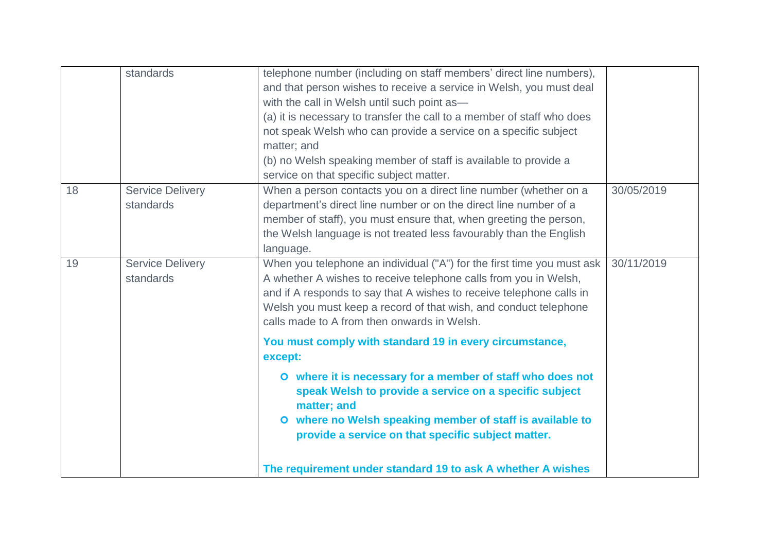| | standards | telephone number (including on staff members' direct line numbers), and that person wishes to receive a service in Welsh, you must deal with the call in Welsh until such point as—<br>(a) it is necessary to transfer the call to a member of staff who does not speak Welsh who can provide a service on a specific subject matter; and<br>(b) no Welsh speaking member of staff is available to provide a service on that specific subject matter. | |
|---|---|---|---|
| 18 | Service Delivery standards | When a person contacts you on a direct line number (whether on a department's direct line number or on the direct line number of a member of staff), you must ensure that, when greeting the person, the Welsh language is not treated less favourably than the English language. | 30/05/2019 |
| 19 | Service Delivery standards | When you telephone an individual ("A") for the first time you must ask A whether A wishes to receive telephone calls from you in Welsh, and if A responds to say that A wishes to receive telephone calls in Welsh you must keep a record of that wish, and conduct telephone calls made to A from then onwards in Welsh.<br><br>**You must comply with standard 19 in every circumstance, except:**<br><br>o **where it is necessary for a member of staff who does not speak Welsh to provide a service on a specific subject matter; and**<br>o **where no Welsh speaking member of staff is available to provide a service on that specific subject matter.**<br><br>**The requirement under standard 19 to ask A whether A wishes** | 30/11/2019 |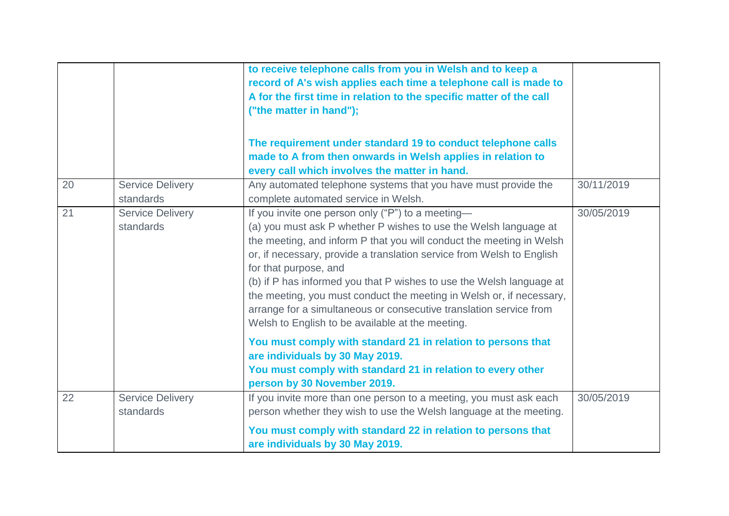| | | | |
|---|---|---|---|
| | | **to receive telephone calls from you in Welsh and to keep a record of A's wish applies each time a telephone call is made to A for the first time in relation to the specific matter of the call ("the matter in hand");**<br><br>**The requirement under standard 19 to conduct telephone calls made to A from then onwards in Welsh applies in relation to every call which involves the matter in hand.** | |
| 20 | Service Delivery standards | Any automated telephone systems that you have must provide the complete automated service in Welsh. | 30/11/2019 |
| 21 | Service Delivery standards | If you invite one person only ("P") to a meeting—<br>(a) you must ask P whether P wishes to use the Welsh language at the meeting, and inform P that you will conduct the meeting in Welsh or, if necessary, provide a translation service from Welsh to English for that purpose, and<br>(b) if P has informed you that P wishes to use the Welsh language at the meeting, you must conduct the meeting in Welsh or, if necessary, arrange for a simultaneous or consecutive translation service from Welsh to English to be available at the meeting.<br><br>**You must comply with standard 21 in relation to persons that are individuals by 30 May 2019.**<br>**You must comply with standard 21 in relation to every other person by 30 November 2019.** | 30/05/2019 |
| 22 | Service Delivery standards | If you invite more than one person to a meeting, you must ask each person whether they wish to use the Welsh language at the meeting.<br><br>**You must comply with standard 22 in relation to persons that are individuals by 30 May 2019.** | 30/05/2019 |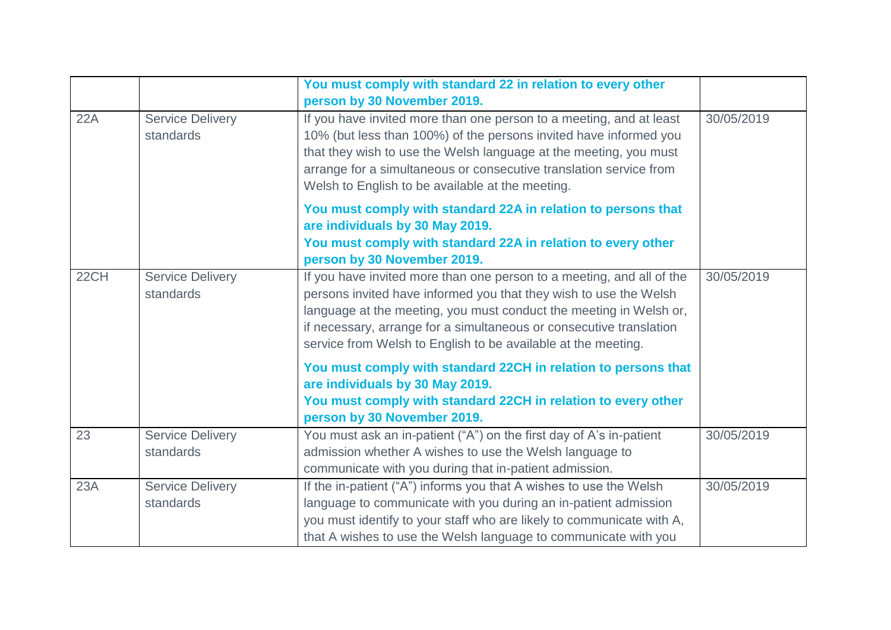| | | | |
|---|---|---|---|
| | | **You must comply with standard 22 in relation to every other person by 30 November 2019.** | |
| 22A | Service Delivery standards | If you have invited more than one person to a meeting, and at least 10% (but less than 100%) of the persons invited have informed you that they wish to use the Welsh language at the meeting, you must arrange for a simultaneous or consecutive translation service from Welsh to English to be available at the meeting.<br><br>**You must comply with standard 22A in relation to persons that are individuals by 30 May 2019.**<br>**You must comply with standard 22A in relation to every other person by 30 November 2019.** | 30/05/2019 |
| 22CH | Service Delivery standards | If you have invited more than one person to a meeting, and all of the persons invited have informed you that they wish to use the Welsh language at the meeting, you must conduct the meeting in Welsh or, if necessary, arrange for a simultaneous or consecutive translation service from Welsh to English to be available at the meeting.<br><br>**You must comply with standard 22CH in relation to persons that are individuals by 30 May 2019.**<br>**You must comply with standard 22CH in relation to every other person by 30 November 2019.** | 30/05/2019 |
| 23 | Service Delivery standards | You must ask an in-patient ("A") on the first day of A's in-patient admission whether A wishes to use the Welsh language to communicate with you during that in-patient admission. | 30/05/2019 |
| 23A | Service Delivery standards | If the in-patient ("A") informs you that A wishes to use the Welsh language to communicate with you during an in-patient admission you must identify to your staff who are likely to communicate with A, that A wishes to use the Welsh language to communicate with you | 30/05/2019 |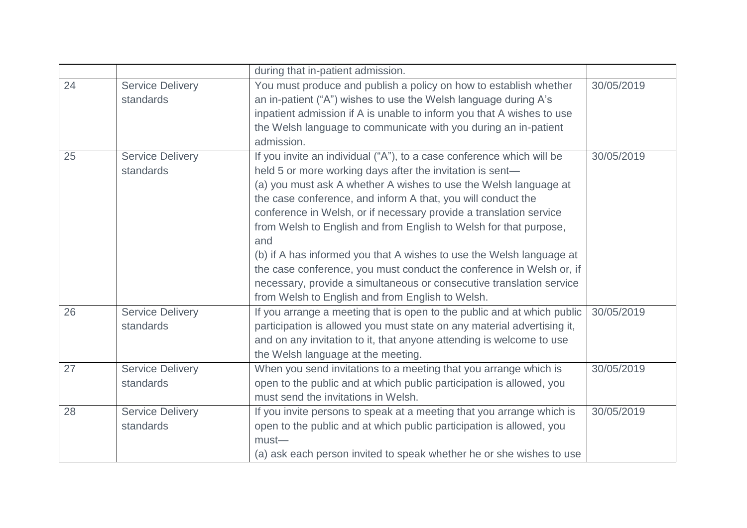| | | | |
|---|---|---|---|
| | | during that in-patient admission. | |
| 24 | Service Delivery standards | You must produce and publish a policy on how to establish whether an in-patient ("A") wishes to use the Welsh language during A's inpatient admission if A is unable to inform you that A wishes to use the Welsh language to communicate with you during an in-patient admission. | 30/05/2019 |
| 25 | Service Delivery standards | If you invite an individual ("A"), to a case conference which will be held 5 or more working days after the invitation is sent—<br>(a) you must ask A whether A wishes to use the Welsh language at the case conference, and inform A that, you will conduct the conference in Welsh, or if necessary provide a translation service from Welsh to English and from English to Welsh for that purpose, and<br>(b) if A has informed you that A wishes to use the Welsh language at the case conference, you must conduct the conference in Welsh or, if necessary, provide a simultaneous or consecutive translation service from Welsh to English and from English to Welsh. | 30/05/2019 |
| 26 | Service Delivery standards | If you arrange a meeting that is open to the public and at which public participation is allowed you must state on any material advertising it, and on any invitation to it, that anyone attending is welcome to use the Welsh language at the meeting. | 30/05/2019 |
| 27 | Service Delivery standards | When you send invitations to a meeting that you arrange which is open to the public and at which public participation is allowed, you must send the invitations in Welsh. | 30/05/2019 |
| 28 | Service Delivery standards | If you invite persons to speak at a meeting that you arrange which is open to the public and at which public participation is allowed, you must—<br>(a) ask each person invited to speak whether he or she wishes to use | 30/05/2019 |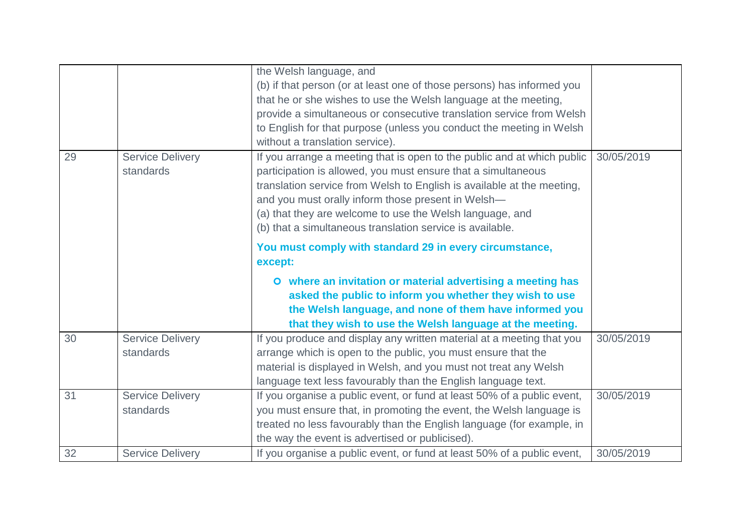| | | | |
|---|---|---|---|
| | | the Welsh language, and<br>(b) if that person (or at least one of those persons) has informed you that he or she wishes to use the Welsh language at the meeting, provide a simultaneous or consecutive translation service from Welsh to English for that purpose (unless you conduct the meeting in Welsh without a translation service). | |
| 29 | Service Delivery standards | If you arrange a meeting that is open to the public and at which public participation is allowed, you must ensure that a simultaneous translation service from Welsh to English is available at the meeting, and you must orally inform those present in Welsh—<br>(a) that they are welcome to use the Welsh language, and<br>(b) that a simultaneous translation service is available.<br>**You must comply with standard 29 in every circumstance, except:**<br>- **where an invitation or material advertising a meeting has asked the public to inform you whether they wish to use the Welsh language, and none of them have informed you that they wish to use the Welsh language at the meeting.** | 30/05/2019 |
| 30 | Service Delivery standards | If you produce and display any written material at a meeting that you arrange which is open to the public, you must ensure that the material is displayed in Welsh, and you must not treat any Welsh language text less favourably than the English language text. | 30/05/2019 |
| 31 | Service Delivery standards | If you organise a public event, or fund at least 50% of a public event, you must ensure that, in promoting the event, the Welsh language is treated no less favourably than the English language (for example, in the way the event is advertised or publicised). | 30/05/2019 |
| 32 | Service Delivery | If you organise a public event, or fund at least 50% of a public event, | 30/05/2019 |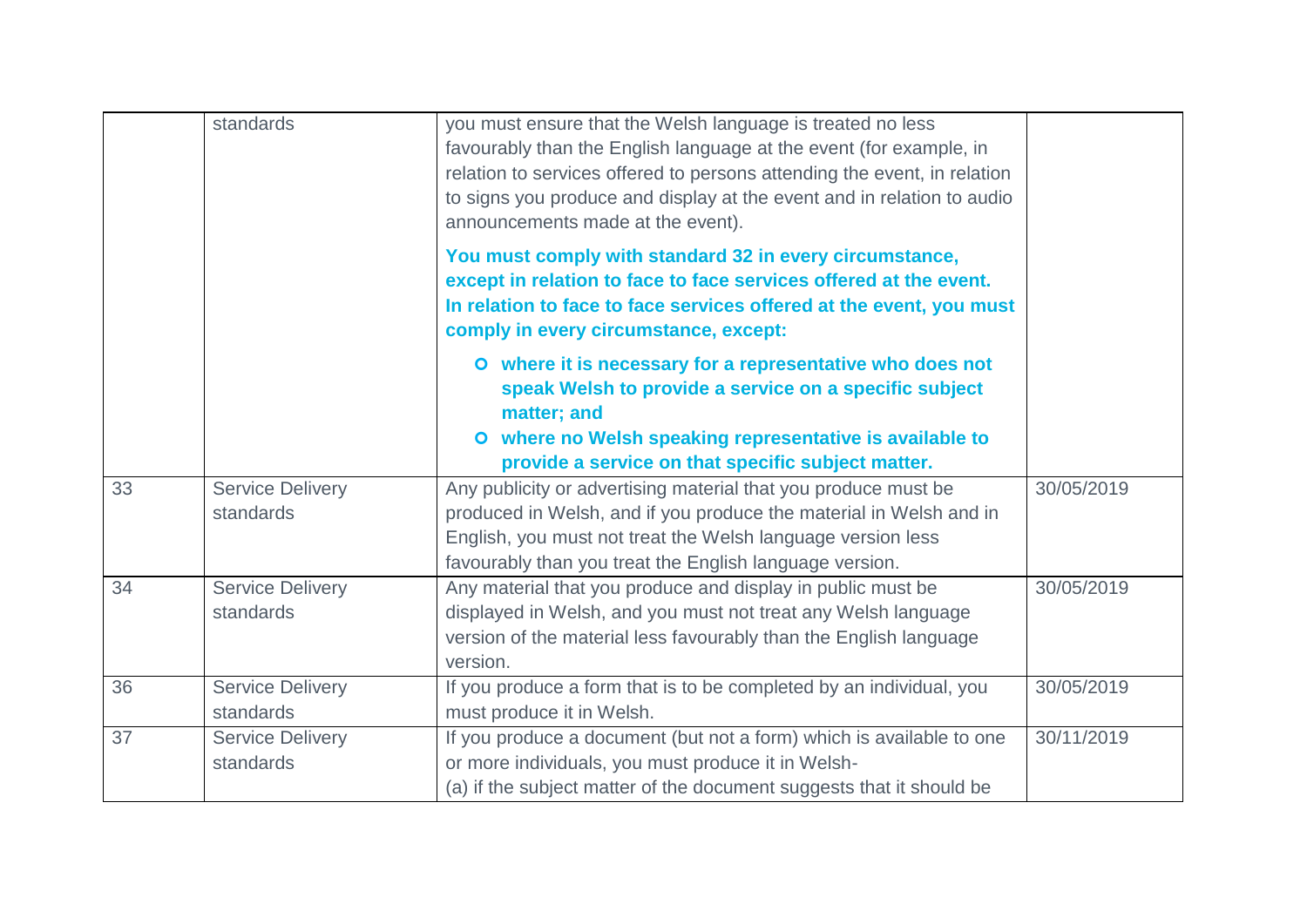| | | | |
|---|---|---|---|
| | standards | you must ensure that the Welsh language is treated no less favourably than the English language at the event (for example, in relation to services offered to persons attending the event, in relation to signs you produce and display at the event and in relation to audio announcements made at the event).<br><br>**You must comply with standard 32 in every circumstance, except in relation to face to face services offered at the event. In relation to face to face services offered at the event, you must comply in every circumstance, except:**<br><br>- **where it is necessary for a representative who does not speak Welsh to provide a service on a specific subject matter; and**<br>- **where no Welsh speaking representative is available to provide a service on that specific subject matter.** | |
| 33 | Service Delivery standards | Any publicity or advertising material that you produce must be produced in Welsh, and if you produce the material in Welsh and in English, you must not treat the Welsh language version less favourably than you treat the English language version. | 30/05/2019 |
| 34 | Service Delivery standards | Any material that you produce and display in public must be displayed in Welsh, and you must not treat any Welsh language version of the material less favourably than the English language version. | 30/05/2019 |
| 36 | Service Delivery standards | If you produce a form that is to be completed by an individual, you must produce it in Welsh. | 30/05/2019 |
| 37 | Service Delivery standards | If you produce a document (but not a form) which is available to one or more individuals, you must produce it in Welsh-<br>(a) if the subject matter of the document suggests that it should be | 30/11/2019 |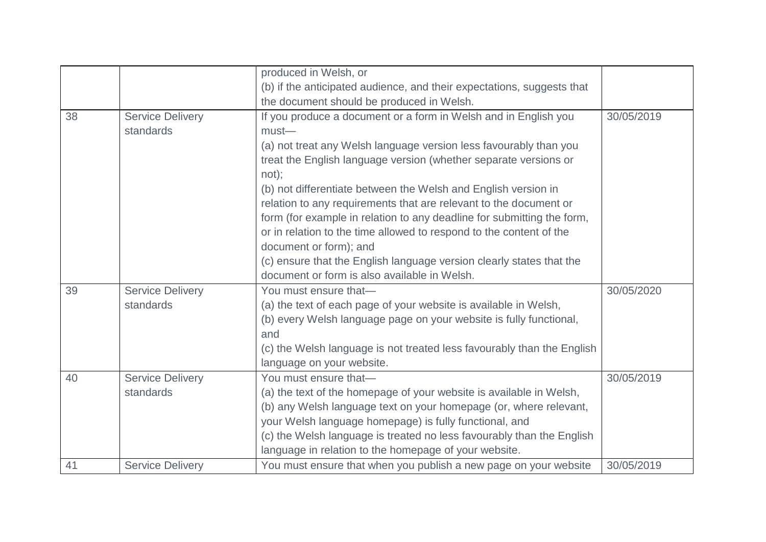| | | | |
|---|---|---|---|
| | | produced in Welsh, or<br>(b) if the anticipated audience, and their expectations, suggests that the document should be produced in Welsh. | |
| 38 | Service Delivery standards | If you produce a document or a form in Welsh and in English you must—<br>(a) not treat any Welsh language version less favourably than you treat the English language version (whether separate versions or not);<br>(b) not differentiate between the Welsh and English version in relation to any requirements that are relevant to the document or form (for example in relation to any deadline for submitting the form, or in relation to the time allowed to respond to the content of the document or form); and<br>(c) ensure that the English language version clearly states that the document or form is also available in Welsh. | 30/05/2019 |
| 39 | Service Delivery standards | You must ensure that—<br>(a) the text of each page of your website is available in Welsh,<br>(b) every Welsh language page on your website is fully functional, and<br>(c) the Welsh language is not treated less favourably than the English language on your website. | 30/05/2020 |
| 40 | Service Delivery standards | You must ensure that—<br>(a) the text of the homepage of your website is available in Welsh,<br>(b) any Welsh language text on your homepage (or, where relevant, your Welsh language homepage) is fully functional, and<br>(c) the Welsh language is treated no less favourably than the English language in relation to the homepage of your website. | 30/05/2019 |
| 41 | Service Delivery | You must ensure that when you publish a new page on your website | 30/05/2019 |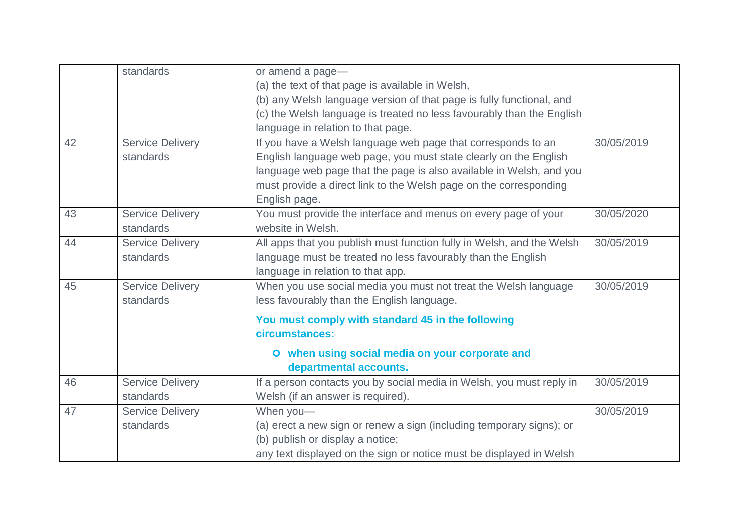|  | standards | or amend a page—<br>(a) the text of that page is available in Welsh,<br>(b) any Welsh language version of that page is fully functional, and<br>(c) the Welsh language is treated no less favourably than the English language in relation to that page. |  |
|---|---|---|---|
| 42 | Service Delivery standards | If you have a Welsh language web page that corresponds to an English language web page, you must state clearly on the English language web page that the page is also available in Welsh, and you must provide a direct link to the Welsh page on the corresponding English page. | 30/05/2019 |
| 43 | Service Delivery standards | You must provide the interface and menus on every page of your website in Welsh. | 30/05/2020 |
| 44 | Service Delivery standards | All apps that you publish must function fully in Welsh, and the Welsh language must be treated no less favourably than the English language in relation to that app. | 30/05/2019 |
| 45 | Service Delivery standards | When you use social media you must not treat the Welsh language less favourably than the English language.<br>**You must comply with standard 45 in the following circumstances:**<br>- **when using social media on your corporate and departmental accounts.** | 30/05/2019 |
| 46 | Service Delivery standards | If a person contacts you by social media in Welsh, you must reply in Welsh (if an answer is required). | 30/05/2019 |
| 47 | Service Delivery standards | When you—<br>(a) erect a new sign or renew a sign (including temporary signs); or<br>(b) publish or display a notice;<br>any text displayed on the sign or notice must be displayed in Welsh | 30/05/2019 |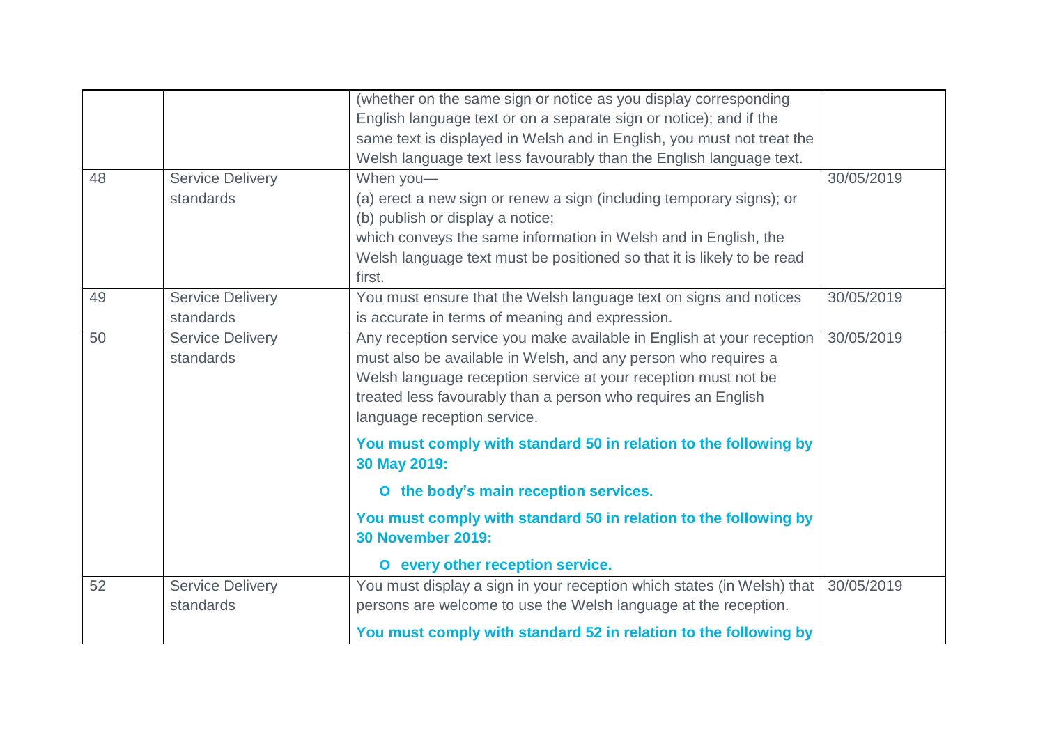| | | | |
|---|---|---|---|
| | | (whether on the same sign or notice as you display corresponding English language text or on a separate sign or notice); and if the same text is displayed in Welsh and in English, you must not treat the Welsh language text less favourably than the English language text. | |
| 48 | Service Delivery standards | When you—<br>(a) erect a new sign or renew a sign (including temporary signs); or<br>(b) publish or display a notice;<br>which conveys the same information in Welsh and in English, the Welsh language text must be positioned so that it is likely to be read first. | 30/05/2019 |
| 49 | Service Delivery standards | You must ensure that the Welsh language text on signs and notices is accurate in terms of meaning and expression. | 30/05/2019 |
| 50 | Service Delivery standards | Any reception service you make available in English at your reception must also be available in Welsh, and any person who requires a Welsh language reception service at your reception must not be treated less favourably than a person who requires an English language reception service.<br>**You must comply with standard 50 in relation to the following by 30 May 2019:**<br>- **the body's main reception services.**<br>**You must comply with standard 50 in relation to the following by 30 November 2019:**<br>- **every other reception service.** | 30/05/2019 |
| 52 | Service Delivery standards | You must display a sign in your reception which states (in Welsh) that persons are welcome to use the Welsh language at the reception.<br>**You must comply with standard 52 in relation to the following by** | 30/05/2019 |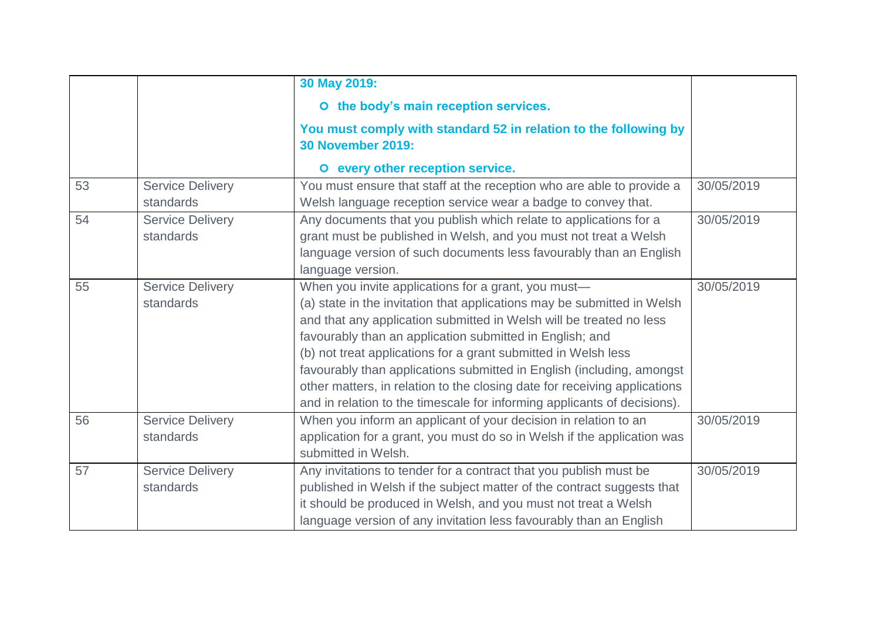| | | | |
|---|---|---|---|
| | | **30 May 2019:**<br>○ **the body's main reception services.**<br>**You must comply with standard 52 in relation to the following by 30 November 2019:**<br>○ **every other reception service.** | |
| 53 | Service Delivery standards | You must ensure that staff at the reception who are able to provide a Welsh language reception service wear a badge to convey that. | 30/05/2019 |
| 54 | Service Delivery standards | Any documents that you publish which relate to applications for a grant must be published in Welsh, and you must not treat a Welsh language version of such documents less favourably than an English language version. | 30/05/2019 |
| 55 | Service Delivery standards | When you invite applications for a grant, you must—<br>(a) state in the invitation that applications may be submitted in Welsh and that any application submitted in Welsh will be treated no less favourably than an application submitted in English; and<br>(b) not treat applications for a grant submitted in Welsh less favourably than applications submitted in English (including, amongst other matters, in relation to the closing date for receiving applications and in relation to the timescale for informing applicants of decisions). | 30/05/2019 |
| 56 | Service Delivery standards | When you inform an applicant of your decision in relation to an application for a grant, you must do so in Welsh if the application was submitted in Welsh. | 30/05/2019 |
| 57 | Service Delivery standards | Any invitations to tender for a contract that you publish must be published in Welsh if the subject matter of the contract suggests that it should be produced in Welsh, and you must not treat a Welsh language version of any invitation less favourably than an English | 30/05/2019 |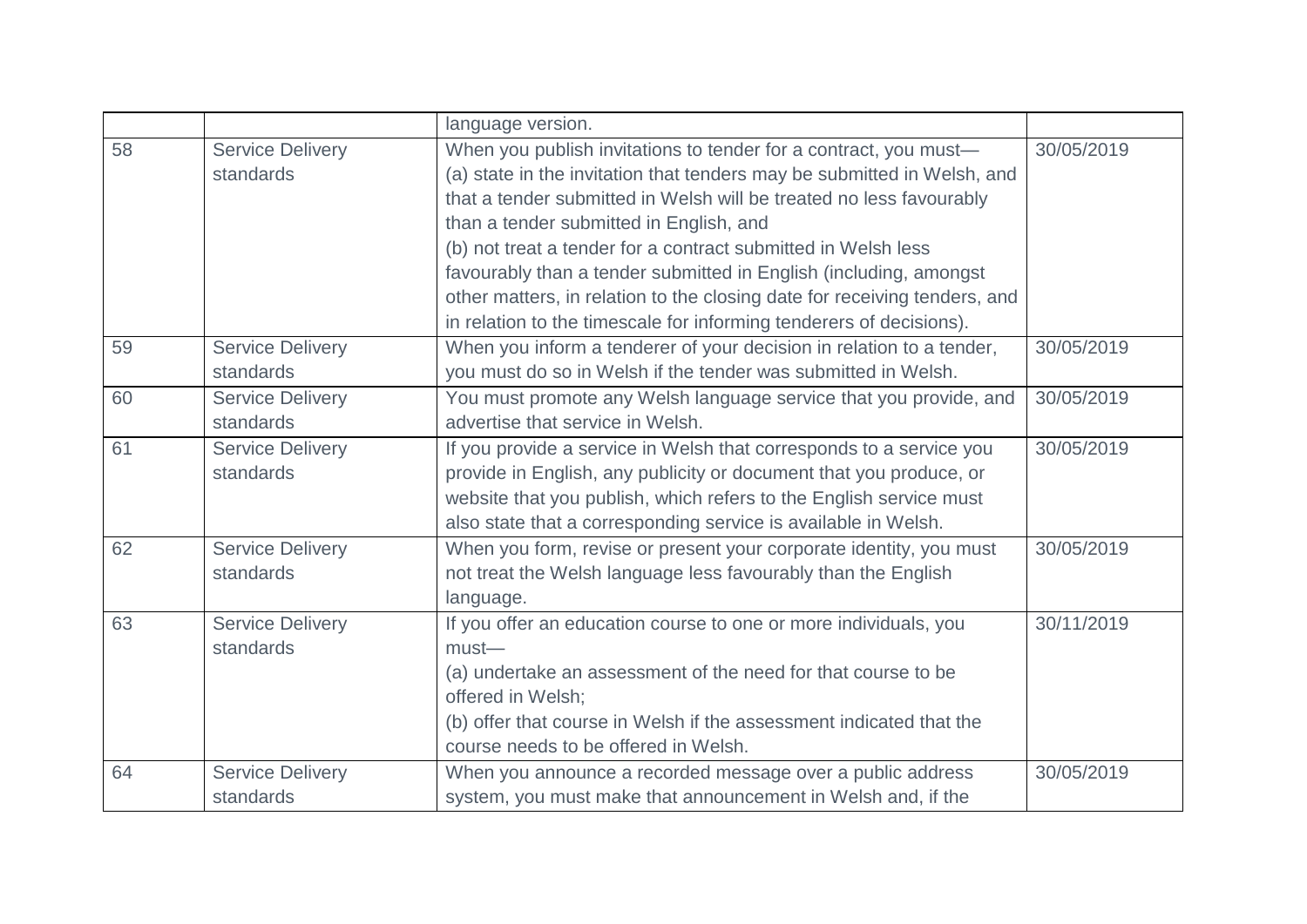| | | language version. | |
|---|---|---|---|
| 58 | Service Delivery standards | When you publish invitations to tender for a contract, you must—<br>(a) state in the invitation that tenders may be submitted in Welsh, and that a tender submitted in Welsh will be treated no less favourably than a tender submitted in English, and<br>(b) not treat a tender for a contract submitted in Welsh less favourably than a tender submitted in English (including, amongst other matters, in relation to the closing date for receiving tenders, and in relation to the timescale for informing tenderers of decisions). | 30/05/2019 |
| 59 | Service Delivery standards | When you inform a tenderer of your decision in relation to a tender, you must do so in Welsh if the tender was submitted in Welsh. | 30/05/2019 |
| 60 | Service Delivery standards | You must promote any Welsh language service that you provide, and advertise that service in Welsh. | 30/05/2019 |
| 61 | Service Delivery standards | If you provide a service in Welsh that corresponds to a service you provide in English, any publicity or document that you produce, or website that you publish, which refers to the English service must also state that a corresponding service is available in Welsh. | 30/05/2019 |
| 62 | Service Delivery standards | When you form, revise or present your corporate identity, you must not treat the Welsh language less favourably than the English language. | 30/05/2019 |
| 63 | Service Delivery standards | If you offer an education course to one or more individuals, you must—<br>(a) undertake an assessment of the need for that course to be offered in Welsh;<br>(b) offer that course in Welsh if the assessment indicated that the course needs to be offered in Welsh. | 30/11/2019 |
| 64 | Service Delivery standards | When you announce a recorded message over a public address system, you must make that announcement in Welsh and, if the | 30/05/2019 |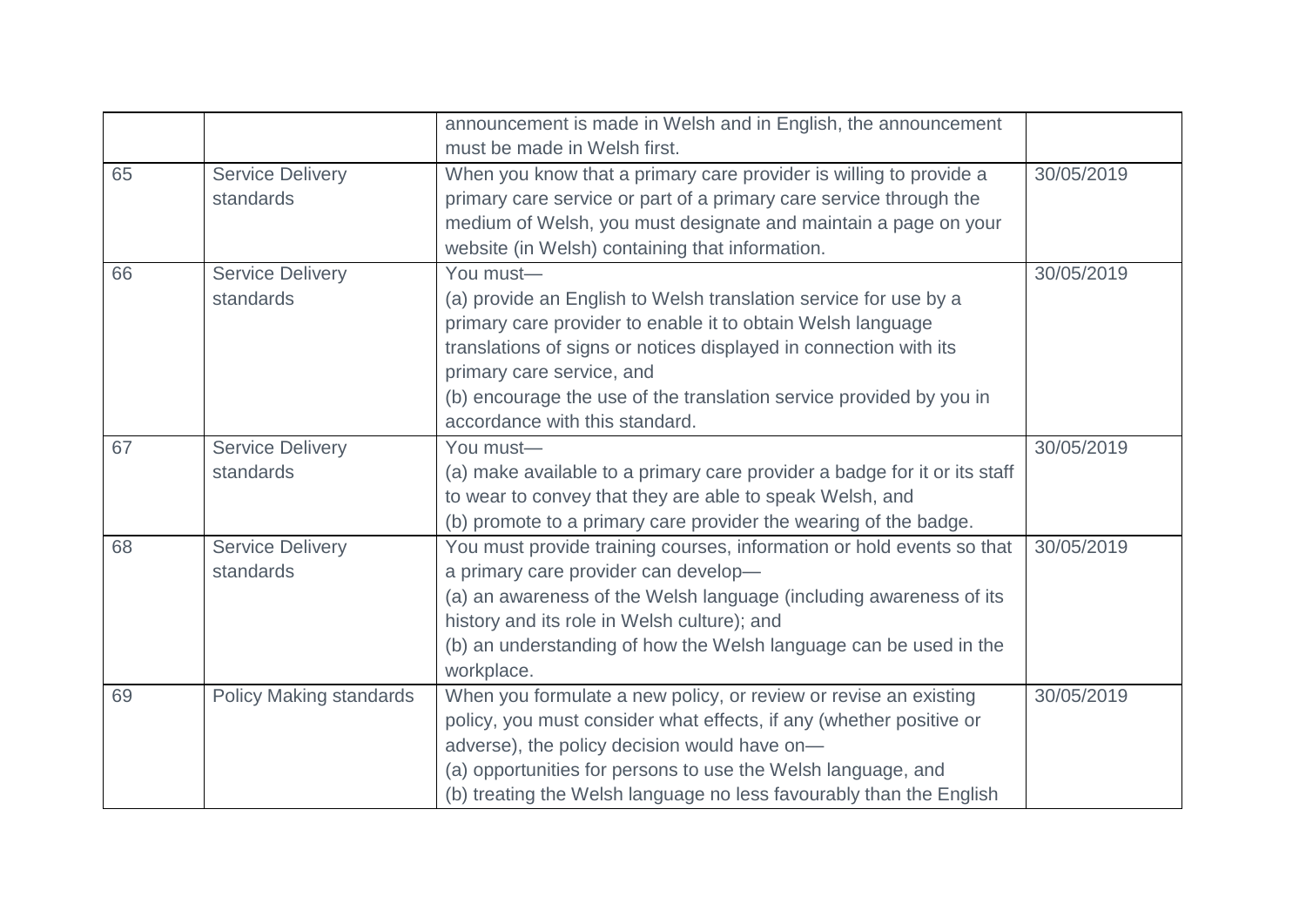| | | | |
|---|---|---|---|
| | | announcement is made in Welsh and in English, the announcement must be made in Welsh first. | |
| 65 | Service Delivery standards | When you know that a primary care provider is willing to provide a primary care service or part of a primary care service through the medium of Welsh, you must designate and maintain a page on your website (in Welsh) containing that information. | 30/05/2019 |
| 66 | Service Delivery standards | You must—<br>(a) provide an English to Welsh translation service for use by a primary care provider to enable it to obtain Welsh language translations of signs or notices displayed in connection with its primary care service, and<br>(b) encourage the use of the translation service provided by you in accordance with this standard. | 30/05/2019 |
| 67 | Service Delivery standards | You must—<br>(a) make available to a primary care provider a badge for it or its staff to wear to convey that they are able to speak Welsh, and<br>(b) promote to a primary care provider the wearing of the badge. | 30/05/2019 |
| 68 | Service Delivery standards | You must provide training courses, information or hold events so that a primary care provider can develop—<br>(a) an awareness of the Welsh language (including awareness of its history and its role in Welsh culture); and<br>(b) an understanding of how the Welsh language can be used in the workplace. | 30/05/2019 |
| 69 | Policy Making standards | When you formulate a new policy, or review or revise an existing policy, you must consider what effects, if any (whether positive or adverse), the policy decision would have on—<br>(a) opportunities for persons to use the Welsh language, and<br>(b) treating the Welsh language no less favourably than the English | 30/05/2019 |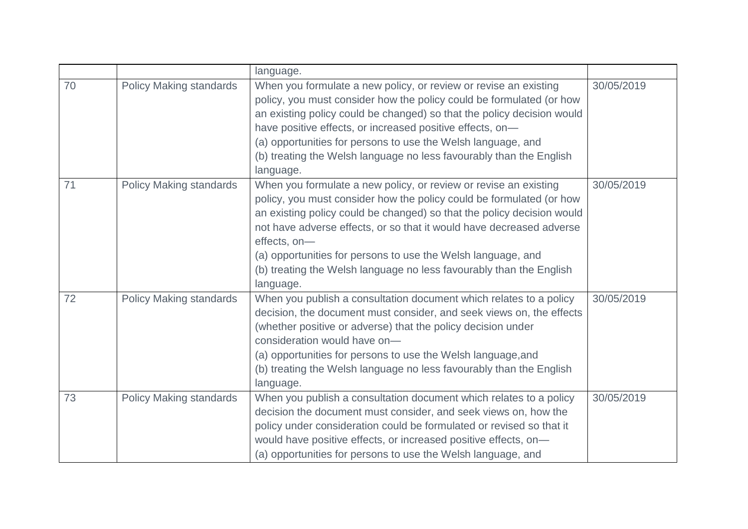| | | | |
|---|---|---|---|
| | | language. | |
| 70 | Policy Making standards | When you formulate a new policy, or review or revise an existing policy, you must consider how the policy could be formulated (or how an existing policy could be changed) so that the policy decision would have positive effects, or increased positive effects, on—<br>(a) opportunities for persons to use the Welsh language, and<br>(b) treating the Welsh language no less favourably than the English language. | 30/05/2019 |
| 71 | Policy Making standards | When you formulate a new policy, or review or revise an existing policy, you must consider how the policy could be formulated (or how an existing policy could be changed) so that the policy decision would not have adverse effects, or so that it would have decreased adverse effects, on—<br>(a) opportunities for persons to use the Welsh language, and<br>(b) treating the Welsh language no less favourably than the English language. | 30/05/2019 |
| 72 | Policy Making standards | When you publish a consultation document which relates to a policy decision, the document must consider, and seek views on, the effects (whether positive or adverse) that the policy decision under consideration would have on—<br>(a) opportunities for persons to use the Welsh language,and<br>(b) treating the Welsh language no less favourably than the English language. | 30/05/2019 |
| 73 | Policy Making standards | When you publish a consultation document which relates to a policy decision the document must consider, and seek views on, how the policy under consideration could be formulated or revised so that it would have positive effects, or increased positive effects, on—<br>(a) opportunities for persons to use the Welsh language, and | 30/05/2019 |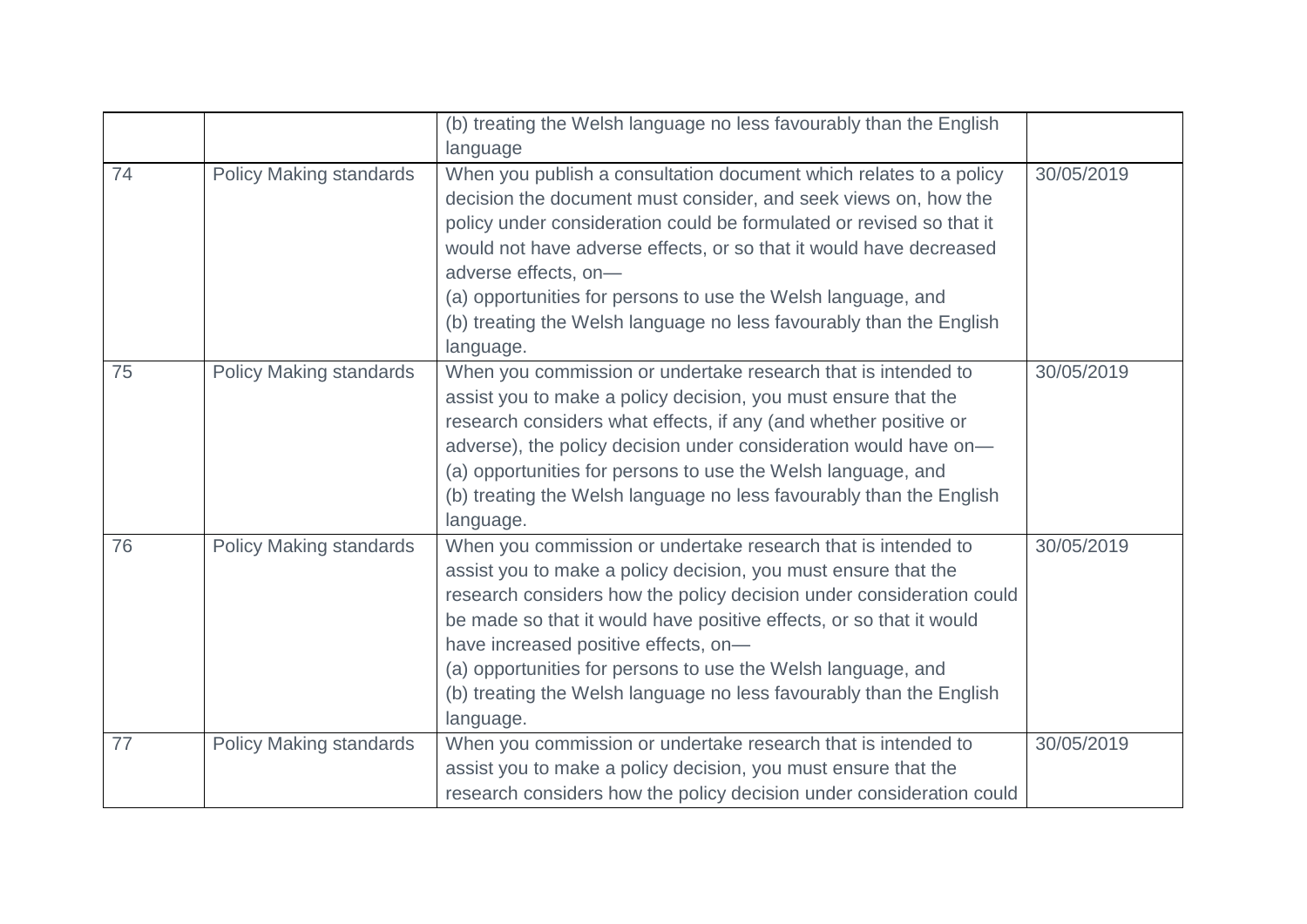| | | | |
|---|---|---|---|
| | | (b) treating the Welsh language no less favourably than the English language | |
| 74 | Policy Making standards | When you publish a consultation document which relates to a policy decision the document must consider, and seek views on, how the policy under consideration could be formulated or revised so that it would not have adverse effects, or so that it would have decreased adverse effects, on—<br>(a) opportunities for persons to use the Welsh language, and<br>(b) treating the Welsh language no less favourably than the English language. | 30/05/2019 |
| 75 | Policy Making standards | When you commission or undertake research that is intended to assist you to make a policy decision, you must ensure that the research considers what effects, if any (and whether positive or adverse), the policy decision under consideration would have on—<br>(a) opportunities for persons to use the Welsh language, and<br>(b) treating the Welsh language no less favourably than the English language. | 30/05/2019 |
| 76 | Policy Making standards | When you commission or undertake research that is intended to assist you to make a policy decision, you must ensure that the research considers how the policy decision under consideration could be made so that it would have positive effects, or so that it would have increased positive effects, on—<br>(a) opportunities for persons to use the Welsh language, and<br>(b) treating the Welsh language no less favourably than the English language. | 30/05/2019 |
| 77 | Policy Making standards | When you commission or undertake research that is intended to assist you to make a policy decision, you must ensure that the research considers how the policy decision under consideration could | 30/05/2019 |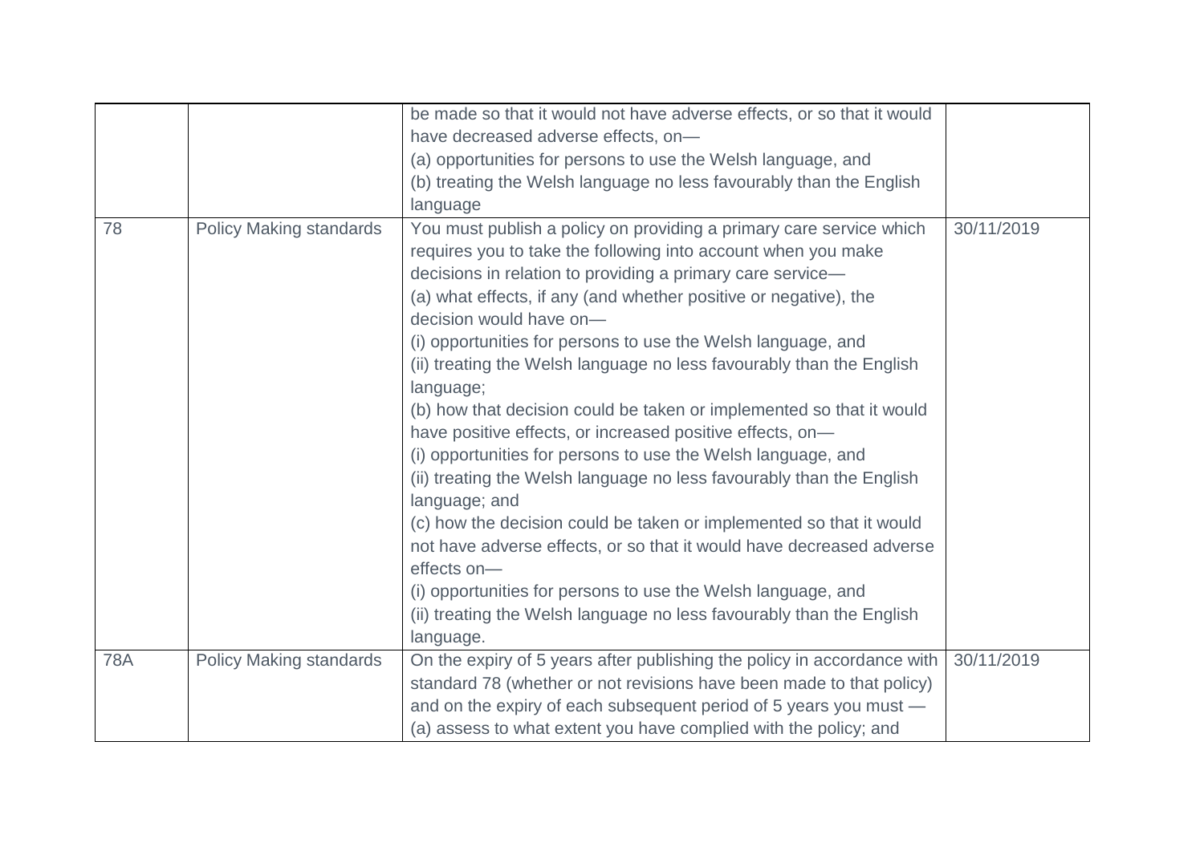| | | | |
|---|---|---|---|
| | | be made so that it would not have adverse effects, or so that it would have decreased adverse effects, on—<br>(a) opportunities for persons to use the Welsh language, and<br>(b) treating the Welsh language no less favourably than the English language | |
| 78 | Policy Making standards | You must publish a policy on providing a primary care service which requires you to take the following into account when you make decisions in relation to providing a primary care service—<br>(a) what effects, if any (and whether positive or negative), the decision would have on—<br>(i) opportunities for persons to use the Welsh language, and<br>(ii) treating the Welsh language no less favourably than the English language;<br>(b) how that decision could be taken or implemented so that it would have positive effects, or increased positive effects, on—<br>(i) opportunities for persons to use the Welsh language, and<br>(ii) treating the Welsh language no less favourably than the English language; and<br>(c) how the decision could be taken or implemented so that it would not have adverse effects, or so that it would have decreased adverse effects on—<br>(i) opportunities for persons to use the Welsh language, and<br>(ii) treating the Welsh language no less favourably than the English language. | 30/11/2019 |
| 78A | Policy Making standards | On the expiry of 5 years after publishing the policy in accordance with standard 78 (whether or not revisions have been made to that policy) and on the expiry of each subsequent period of 5 years you must —<br>(a) assess to what extent you have complied with the policy; and | 30/11/2019 |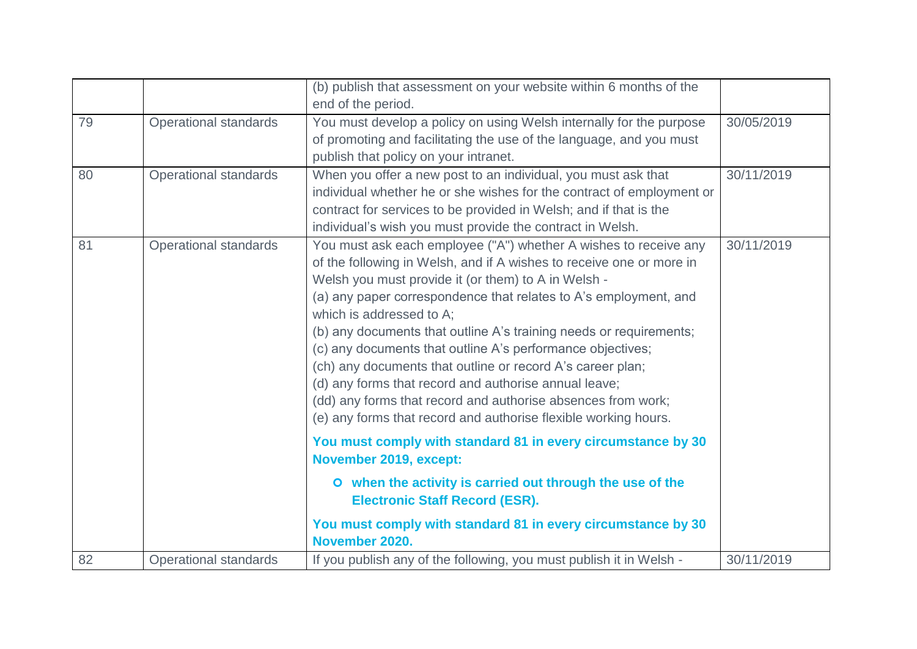| | | | |
|---|---|---|---|
| | | (b) publish that assessment on your website within 6 months of the end of the period. | |
| 79 | Operational standards | You must develop a policy on using Welsh internally for the purpose of promoting and facilitating the use of the language, and you must publish that policy on your intranet. | 30/05/2019 |
| 80 | Operational standards | When you offer a new post to an individual, you must ask that individual whether he or she wishes for the contract of employment or contract for services to be provided in Welsh; and if that is the individual's wish you must provide the contract in Welsh. | 30/11/2019 |
| 81 | Operational standards | You must ask each employee ("A") whether A wishes to receive any of the following in Welsh, and if A wishes to receive one or more in Welsh you must provide it (or them) to A in Welsh -<br>(a) any paper correspondence that relates to A's employment, and which is addressed to A;<br>(b) any documents that outline A's training needs or requirements;<br>(c) any documents that outline A's performance objectives;<br>(ch) any documents that outline or record A's career plan;<br>(d) any forms that record and authorise annual leave;<br>(dd) any forms that record and authorise absences from work;<br>(e) any forms that record and authorise flexible working hours.<br><br>**You must comply with standard 81 in every circumstance by 30 November 2019, except:**<br>- **when the activity is carried out through the use of the Electronic Staff Record (ESR).**<br><br>**You must comply with standard 81 in every circumstance by 30 November 2020.** | 30/11/2019 |
| 82 | Operational standards | If you publish any of the following, you must publish it in Welsh - | 30/11/2019 |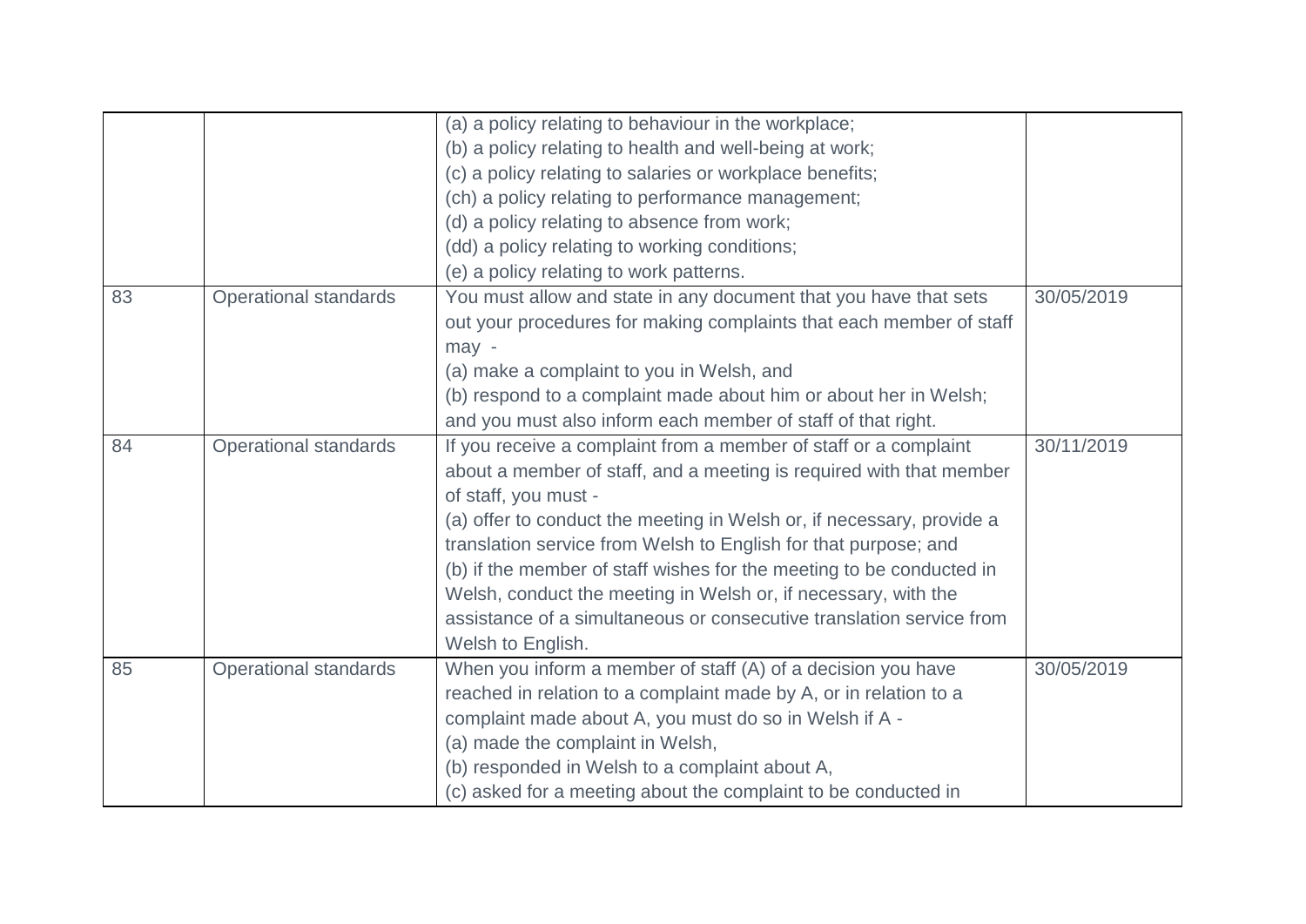| | | | |
|---|---|---|---|
| | | (a) a policy relating to behaviour in the workplace;<br>(b) a policy relating to health and well-being at work;<br>(c) a policy relating to salaries or workplace benefits;<br>(ch) a policy relating to performance management;<br>(d) a policy relating to absence from work;<br>(dd) a policy relating to working conditions;<br>(e) a policy relating to work patterns. | |
| 83 | Operational standards | You must allow and state in any document that you have that sets out your procedures for making complaints that each member of staff may -<br>(a) make a complaint to you in Welsh, and<br>(b) respond to a complaint made about him or about her in Welsh;<br>and you must also inform each member of staff of that right. | 30/05/2019 |
| 84 | Operational standards | If you receive a complaint from a member of staff or a complaint about a member of staff, and a meeting is required with that member of staff, you must -<br>(a) offer to conduct the meeting in Welsh or, if necessary, provide a translation service from Welsh to English for that purpose; and<br>(b) if the member of staff wishes for the meeting to be conducted in Welsh, conduct the meeting in Welsh or, if necessary, with the assistance of a simultaneous or consecutive translation service from Welsh to English. | 30/11/2019 |
| 85 | Operational standards | When you inform a member of staff (A) of a decision you have reached in relation to a complaint made by A, or in relation to a complaint made about A, you must do so in Welsh if A -<br>(a) made the complaint in Welsh,<br>(b) responded in Welsh to a complaint about A,<br>(c) asked for a meeting about the complaint to be conducted in | 30/05/2019 |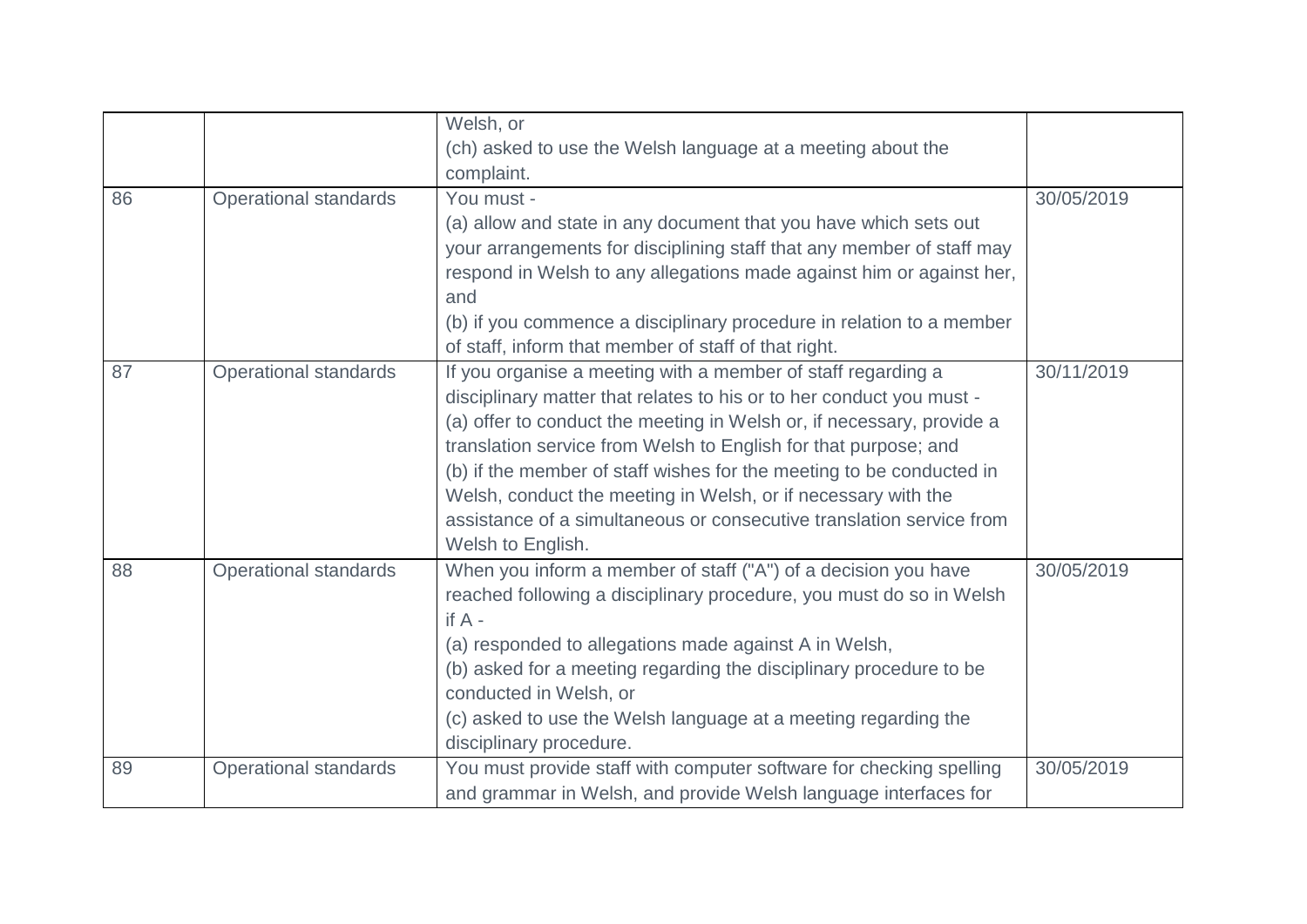| | | | |
|---|---|---|---|
| | | Welsh, or<br>(ch) asked to use the Welsh language at a meeting about the complaint. | |
| 86 | Operational standards | You must -<br>(a) allow and state in any document that you have which sets out your arrangements for disciplining staff that any member of staff may respond in Welsh to any allegations made against him or against her, and<br>(b) if you commence a disciplinary procedure in relation to a member of staff, inform that member of staff of that right. | 30/05/2019 |
| 87 | Operational standards | If you organise a meeting with a member of staff regarding a disciplinary matter that relates to his or to her conduct you must -<br>(a) offer to conduct the meeting in Welsh or, if necessary, provide a translation service from Welsh to English for that purpose; and<br>(b) if the member of staff wishes for the meeting to be conducted in Welsh, conduct the meeting in Welsh, or if necessary with the assistance of a simultaneous or consecutive translation service from Welsh to English. | 30/11/2019 |
| 88 | Operational standards | When you inform a member of staff ("A") of a decision you have reached following a disciplinary procedure, you must do so in Welsh if A -<br>(a) responded to allegations made against A in Welsh,<br>(b) asked for a meeting regarding the disciplinary procedure to be conducted in Welsh, or<br>(c) asked to use the Welsh language at a meeting regarding the disciplinary procedure. | 30/05/2019 |
| 89 | Operational standards | You must provide staff with computer software for checking spelling and grammar in Welsh, and provide Welsh language interfaces for | 30/05/2019 |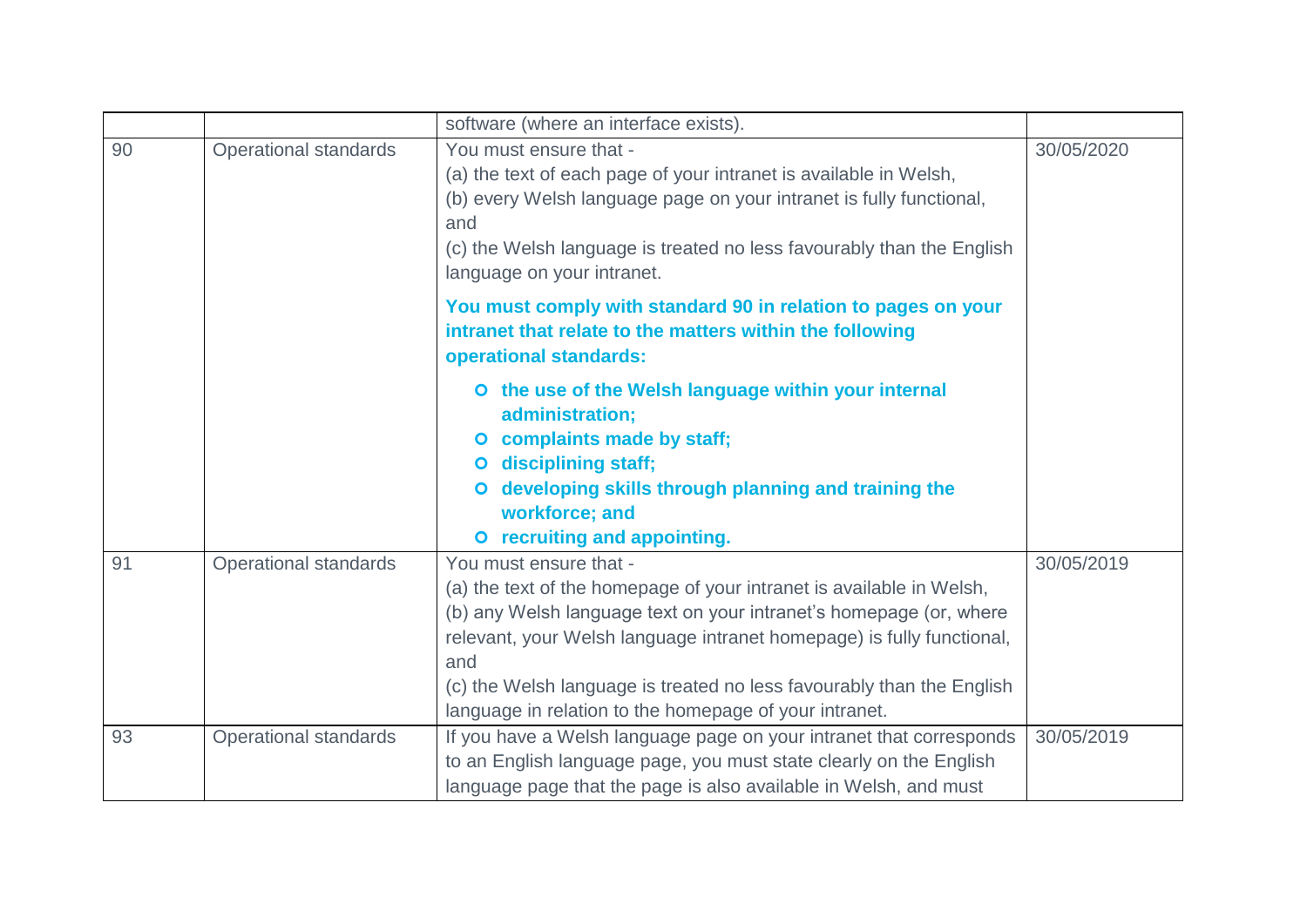| | | software (where an interface exists). | |
|---|---|---|---|
| 90 | Operational standards | You must ensure that -<br>(a) the text of each page of your intranet is available in Welsh,<br>(b) every Welsh language page on your intranet is fully functional, and<br>(c) the Welsh language is treated no less favourably than the English language on your intranet.<br><br>**You must comply with standard 90 in relation to pages on your intranet that relate to the matters within the following operational standards:**<br><br>- **the use of the Welsh language within your internal administration;**<br>- **complaints made by staff;**<br>- **disciplining staff;**<br>- **developing skills through planning and training the workforce; and**<br>- **recruiting and appointing.** | 30/05/2020 |
| 91 | Operational standards | You must ensure that -<br>(a) the text of the homepage of your intranet is available in Welsh,<br>(b) any Welsh language text on your intranet's homepage (or, where relevant, your Welsh language intranet homepage) is fully functional, and<br>(c) the Welsh language is treated no less favourably than the English language in relation to the homepage of your intranet. | 30/05/2019 |
| 93 | Operational standards | If you have a Welsh language page on your intranet that corresponds to an English language page, you must state clearly on the English language page that the page is also available in Welsh, and must | 30/05/2019 |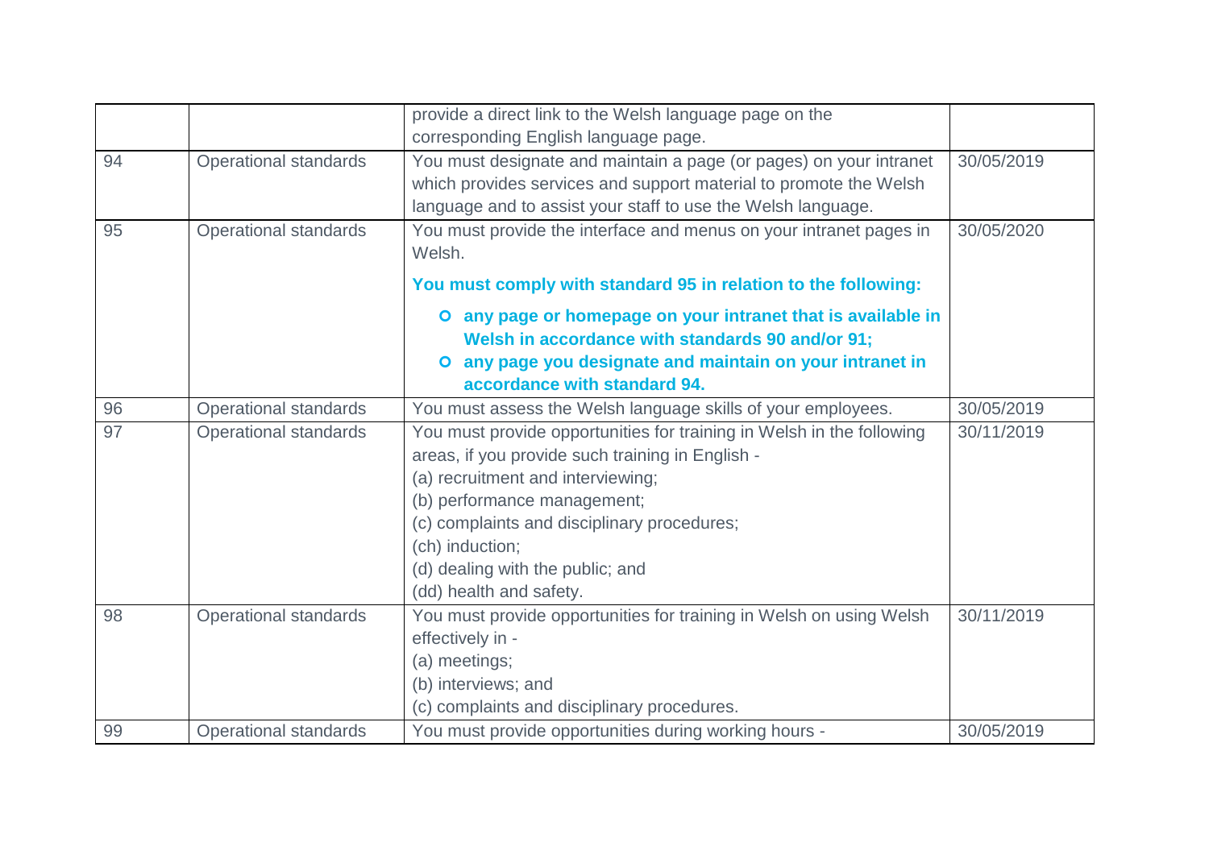| | | | |
|---|---|---|---|
| | | provide a direct link to the Welsh language page on the corresponding English language page. | |
| 94 | Operational standards | You must designate and maintain a page (or pages) on your intranet which provides services and support material to promote the Welsh language and to assist your staff to use the Welsh language. | 30/05/2019 |
| 95 | Operational standards | You must provide the interface and menus on your intranet pages in Welsh.<br><br>**You must comply with standard 95 in relation to the following:**<br><br>**o any page or homepage on your intranet that is available in Welsh in accordance with standards 90 and/or 91;**<br>**o any page you designate and maintain on your intranet in accordance with standard 94.** | 30/05/2020 |
| 96 | Operational standards | You must assess the Welsh language skills of your employees. | 30/05/2019 |
| 97 | Operational standards | You must provide opportunities for training in Welsh in the following areas, if you provide such training in English -<br>(a) recruitment and interviewing;<br>(b) performance management;<br>(c) complaints and disciplinary procedures;<br>(ch) induction;<br>(d) dealing with the public; and<br>(dd) health and safety. | 30/11/2019 |
| 98 | Operational standards | You must provide opportunities for training in Welsh on using Welsh effectively in -<br>(a) meetings;<br>(b) interviews; and<br>(c) complaints and disciplinary procedures. | 30/11/2019 |
| 99 | Operational standards | You must provide opportunities during working hours - | 30/05/2019 |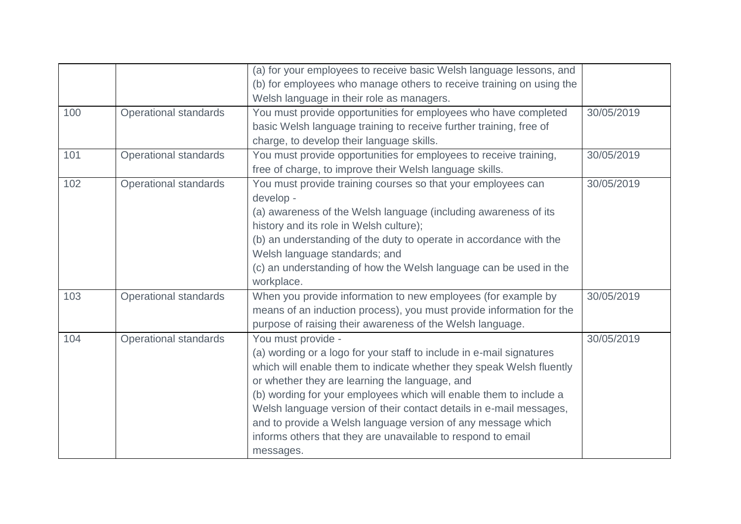| | | | |
|---|---|---|---|
| | | (a) for your employees to receive basic Welsh language lessons, and<br>(b) for employees who manage others to receive training on using the Welsh language in their role as managers. | |
| 100 | Operational standards | You must provide opportunities for employees who have completed basic Welsh language training to receive further training, free of charge, to develop their language skills. | 30/05/2019 |
| 101 | Operational standards | You must provide opportunities for employees to receive training, free of charge, to improve their Welsh language skills. | 30/05/2019 |
| 102 | Operational standards | You must provide training courses so that your employees can develop -<br>(a) awareness of the Welsh language (including awareness of its history and its role in Welsh culture);<br>(b) an understanding of the duty to operate in accordance with the Welsh language standards; and<br>(c) an understanding of how the Welsh language can be used in the workplace. | 30/05/2019 |
| 103 | Operational standards | When you provide information to new employees (for example by means of an induction process), you must provide information for the purpose of raising their awareness of the Welsh language. | 30/05/2019 |
| 104 | Operational standards | You must provide -<br>(a) wording or a logo for your staff to include in e-mail signatures which will enable them to indicate whether they speak Welsh fluently or whether they are learning the language, and<br>(b) wording for your employees which will enable them to include a Welsh language version of their contact details in e-mail messages, and to provide a Welsh language version of any message which informs others that they are unavailable to respond to email messages. | 30/05/2019 |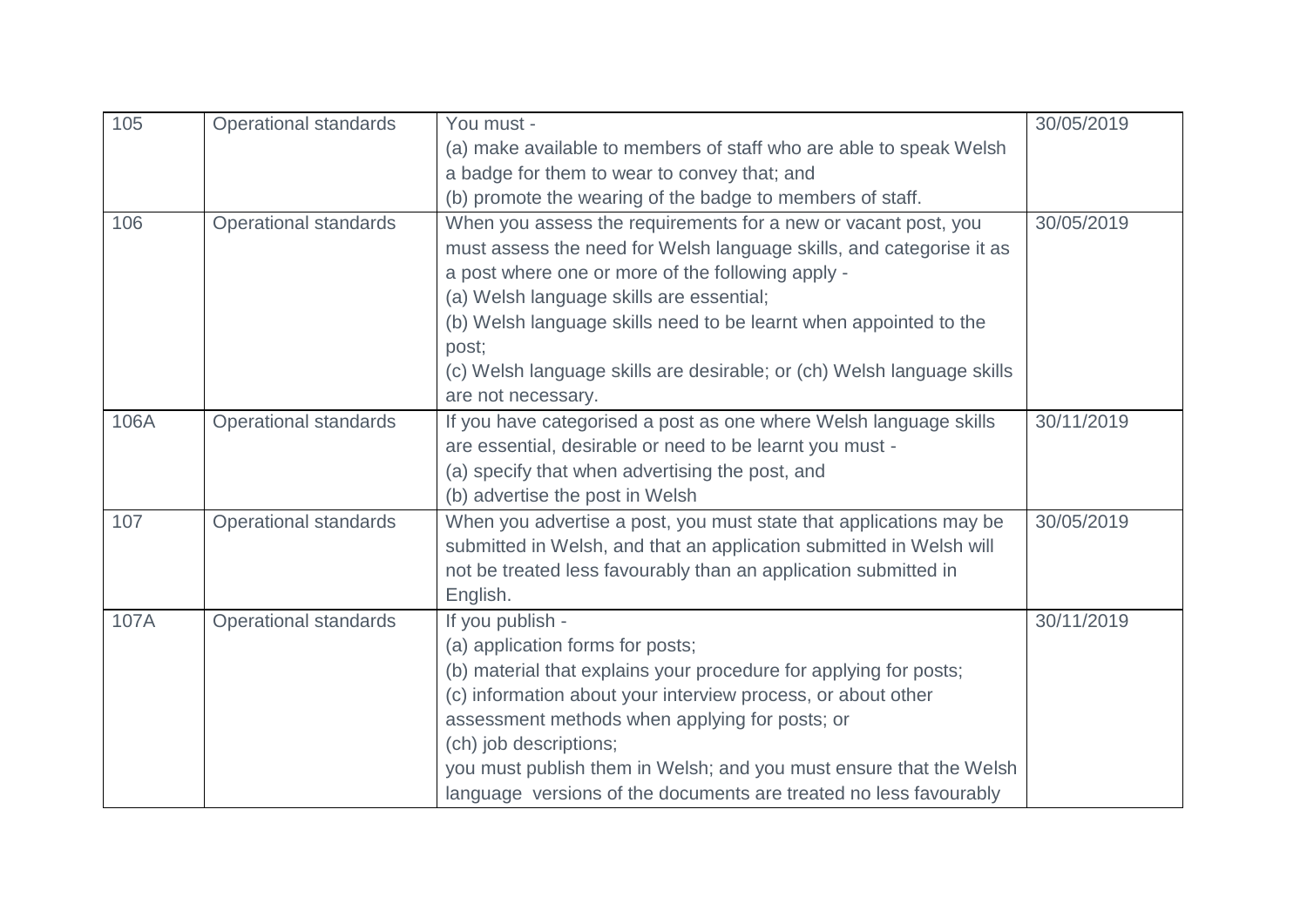| 105 | Operational standards | You must -<br>(a) make available to members of staff who are able to speak Welsh a badge for them to wear to convey that; and<br>(b) promote the wearing of the badge to members of staff. | 30/05/2019 |
|---|---|---|---|
| 106 | Operational standards | When you assess the requirements for a new or vacant post, you must assess the need for Welsh language skills, and categorise it as a post where one or more of the following apply -<br>(a) Welsh language skills are essential;<br>(b) Welsh language skills need to be learnt when appointed to the post;<br>(c) Welsh language skills are desirable; or (ch) Welsh language skills are not necessary. | 30/05/2019 |
| 106A | Operational standards | If you have categorised a post as one where Welsh language skills are essential, desirable or need to be learnt you must -<br>(a) specify that when advertising the post, and<br>(b) advertise the post in Welsh | 30/11/2019 |
| 107 | Operational standards | When you advertise a post, you must state that applications may be submitted in Welsh, and that an application submitted in Welsh will not be treated less favourably than an application submitted in English. | 30/05/2019 |
| 107A | Operational standards | If you publish -<br>(a) application forms for posts;<br>(b) material that explains your procedure for applying for posts;<br>(c) information about your interview process, or about other assessment methods when applying for posts; or<br>(ch) job descriptions;<br>you must publish them in Welsh; and you must ensure that the Welsh language versions of the documents are treated no less favourably | 30/11/2019 |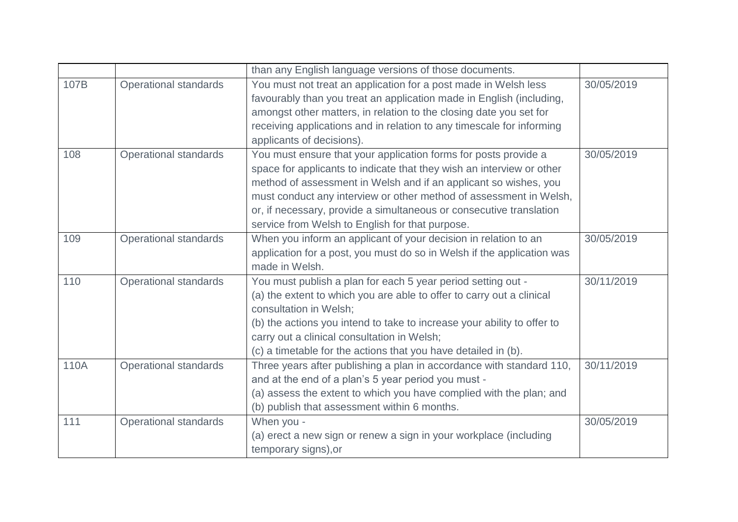| | | | |
|---|---|---|---|
| | | than any English language versions of those documents. | |
| 107B | Operational standards | You must not treat an application for a post made in Welsh less favourably than you treat an application made in English (including, amongst other matters, in relation to the closing date you set for receiving applications and in relation to any timescale for informing applicants of decisions). | 30/05/2019 |
| 108 | Operational standards | You must ensure that your application forms for posts provide a space for applicants to indicate that they wish an interview or other method of assessment in Welsh and if an applicant so wishes, you must conduct any interview or other method of assessment in Welsh, or, if necessary, provide a simultaneous or consecutive translation service from Welsh to English for that purpose. | 30/05/2019 |
| 109 | Operational standards | When you inform an applicant of your decision in relation to an application for a post, you must do so in Welsh if the application was made in Welsh. | 30/05/2019 |
| 110 | Operational standards | You must publish a plan for each 5 year period setting out -<br>(a) the extent to which you are able to offer to carry out a clinical consultation in Welsh;<br>(b) the actions you intend to take to increase your ability to offer to carry out a clinical consultation in Welsh;<br>(c) a timetable for the actions that you have detailed in (b). | 30/11/2019 |
| 110A | Operational standards | Three years after publishing a plan in accordance with standard 110, and at the end of a plan's 5 year period you must -<br>(a) assess the extent to which you have complied with the plan; and<br>(b) publish that assessment within 6 months. | 30/11/2019 |
| 111 | Operational standards | When you -<br>(a) erect a new sign or renew a sign in your workplace (including temporary signs),or | 30/05/2019 |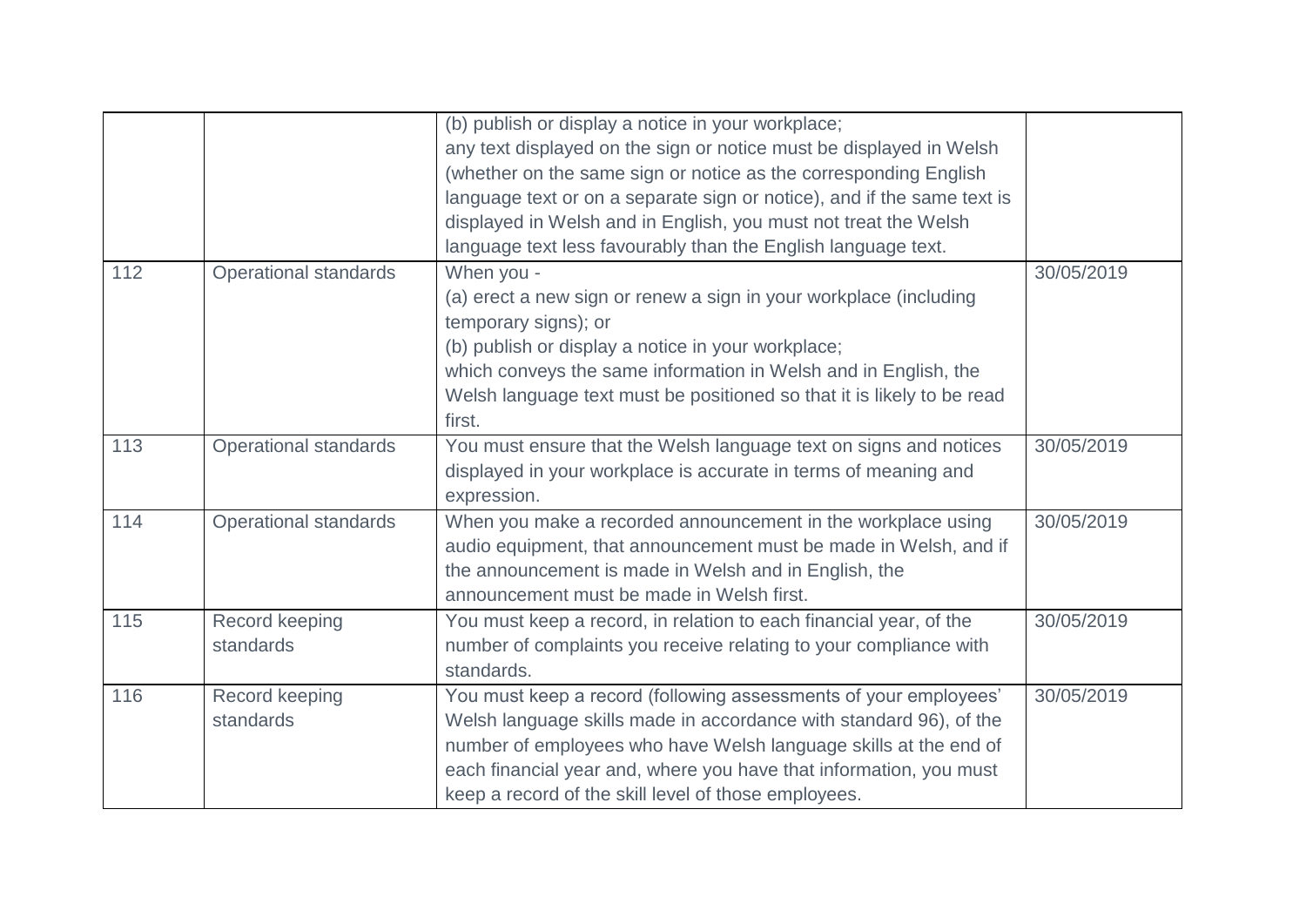| | | | |
|---|---|---|---|
| | | (b) publish or display a notice in your workplace;<br>any text displayed on the sign or notice must be displayed in Welsh (whether on the same sign or notice as the corresponding English language text or on a separate sign or notice), and if the same text is displayed in Welsh and in English, you must not treat the Welsh language text less favourably than the English language text. | |
| 112 | Operational standards | When you -<br>(a) erect a new sign or renew a sign in your workplace (including temporary signs); or<br>(b) publish or display a notice in your workplace;<br>which conveys the same information in Welsh and in English, the Welsh language text must be positioned so that it is likely to be read first. | 30/05/2019 |
| 113 | Operational standards | You must ensure that the Welsh language text on signs and notices displayed in your workplace is accurate in terms of meaning and expression. | 30/05/2019 |
| 114 | Operational standards | When you make a recorded announcement in the workplace using audio equipment, that announcement must be made in Welsh, and if the announcement is made in Welsh and in English, the announcement must be made in Welsh first. | 30/05/2019 |
| 115 | Record keeping standards | You must keep a record, in relation to each financial year, of the number of complaints you receive relating to your compliance with standards. | 30/05/2019 |
| 116 | Record keeping standards | You must keep a record (following assessments of your employees' Welsh language skills made in accordance with standard 96), of the number of employees who have Welsh language skills at the end of each financial year and, where you have that information, you must keep a record of the skill level of those employees. | 30/05/2019 |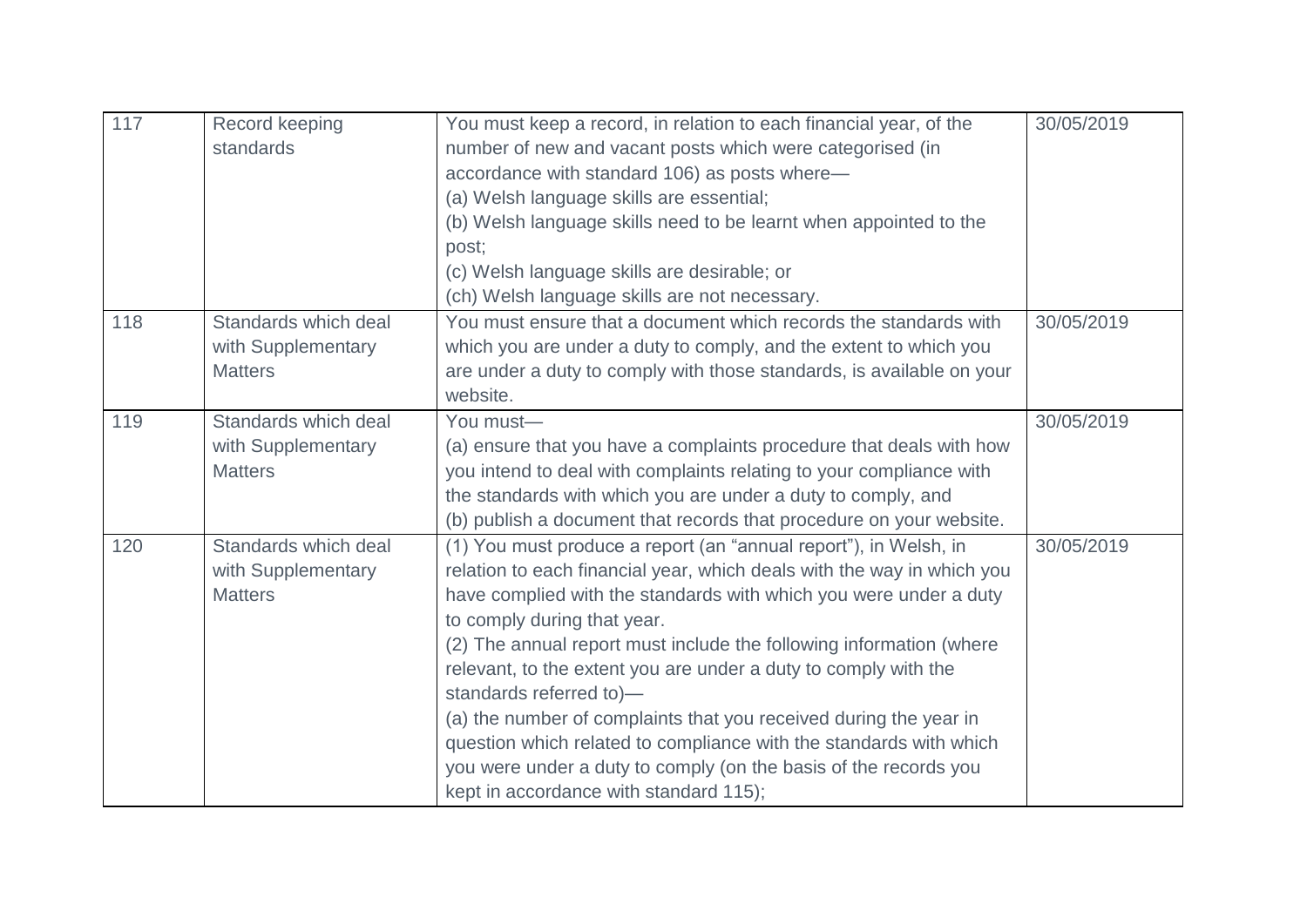| 117 | Record keeping standards | You must keep a record, in relation to each financial year, of the number of new and vacant posts which were categorised (in accordance with standard 106) as posts where—<br>(a) Welsh language skills are essential;<br>(b) Welsh language skills need to be learnt when appointed to the post;<br>(c) Welsh language skills are desirable; or<br>(ch) Welsh language skills are not necessary. | 30/05/2019 |
|---|---|---|---|
| 118 | Standards which deal with Supplementary Matters | You must ensure that a document which records the standards with which you are under a duty to comply, and the extent to which you are under a duty to comply with those standards, is available on your website. | 30/05/2019 |
| 119 | Standards which deal with Supplementary Matters | You must—<br>(a) ensure that you have a complaints procedure that deals with how you intend to deal with complaints relating to your compliance with the standards with which you are under a duty to comply, and<br>(b) publish a document that records that procedure on your website. | 30/05/2019 |
| 120 | Standards which deal with Supplementary Matters | (1) You must produce a report (an "annual report"), in Welsh, in relation to each financial year, which deals with the way in which you have complied with the standards with which you were under a duty to comply during that year.<br>(2) The annual report must include the following information (where relevant, to the extent you are under a duty to comply with the standards referred to)—<br>(a) the number of complaints that you received during the year in question which related to compliance with the standards with which you were under a duty to comply (on the basis of the records you kept in accordance with standard 115); | 30/05/2019 |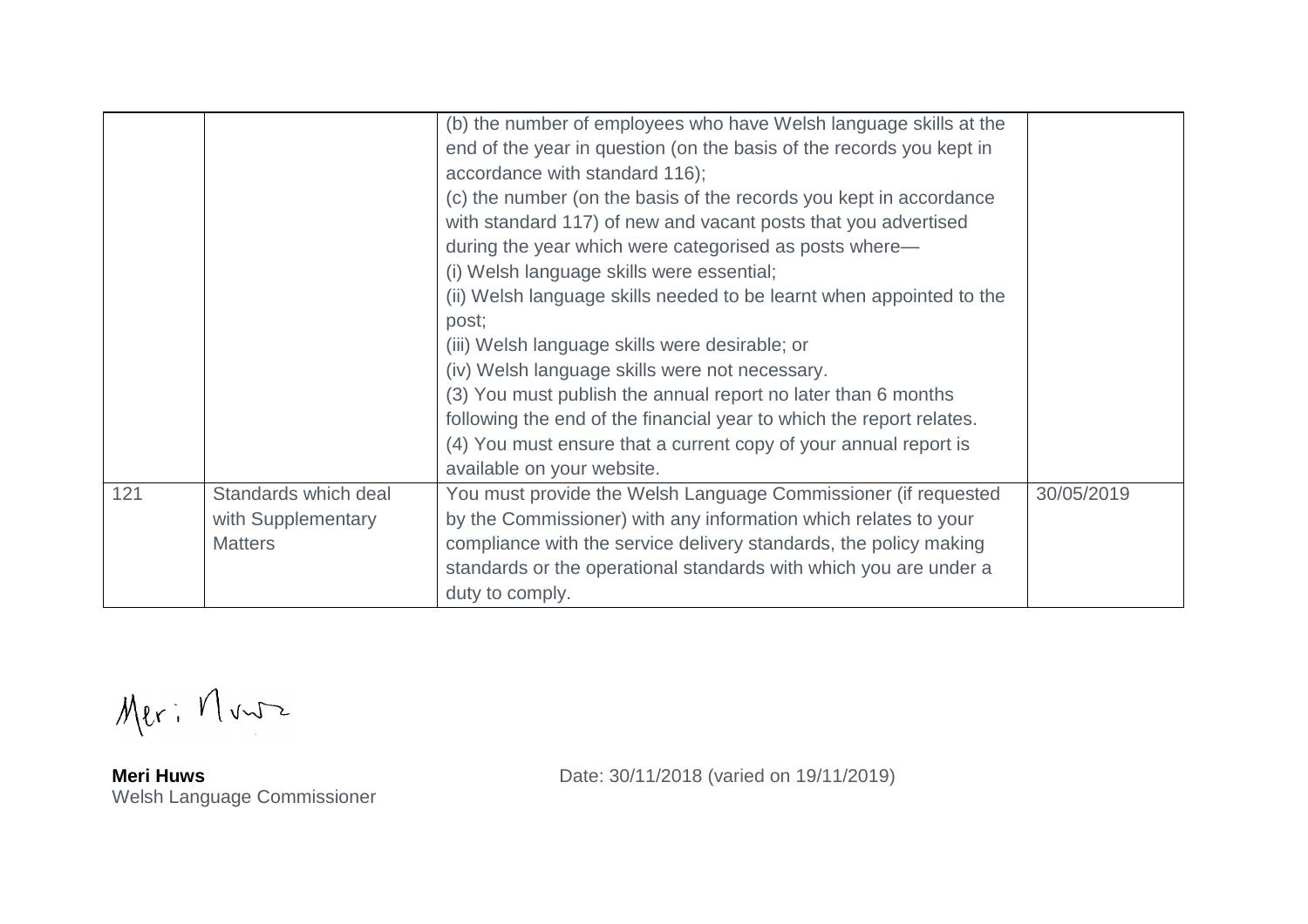| | | | |
|---|---|---|---|
| | | (b) the number of employees who have Welsh language skills at the end of the year in question (on the basis of the records you kept in accordance with standard 116);<br>(c) the number (on the basis of the records you kept in accordance with standard 117) of new and vacant posts that you advertised during the year which were categorised as posts where—<br>(i) Welsh language skills were essential;<br>(ii) Welsh language skills needed to be learnt when appointed to the post;<br>(iii) Welsh language skills were desirable; or<br>(iv) Welsh language skills were not necessary.<br>(3) You must publish the annual report no later than 6 months following the end of the financial year to which the report relates.<br>(4) You must ensure that a current copy of your annual report is available on your website. | |
| 121 | Standards which deal with Supplementary Matters | You must provide the Welsh Language Commissioner (if requested by the Commissioner) with any information which relates to your compliance with the service delivery standards, the policy making standards or the operational standards with which you are under a duty to comply. | 30/05/2019 |

Meri Huws

**Meri Huws**
Welsh Language Commissioner

Date: 30/11/2018 (varied on 19/11/2019)